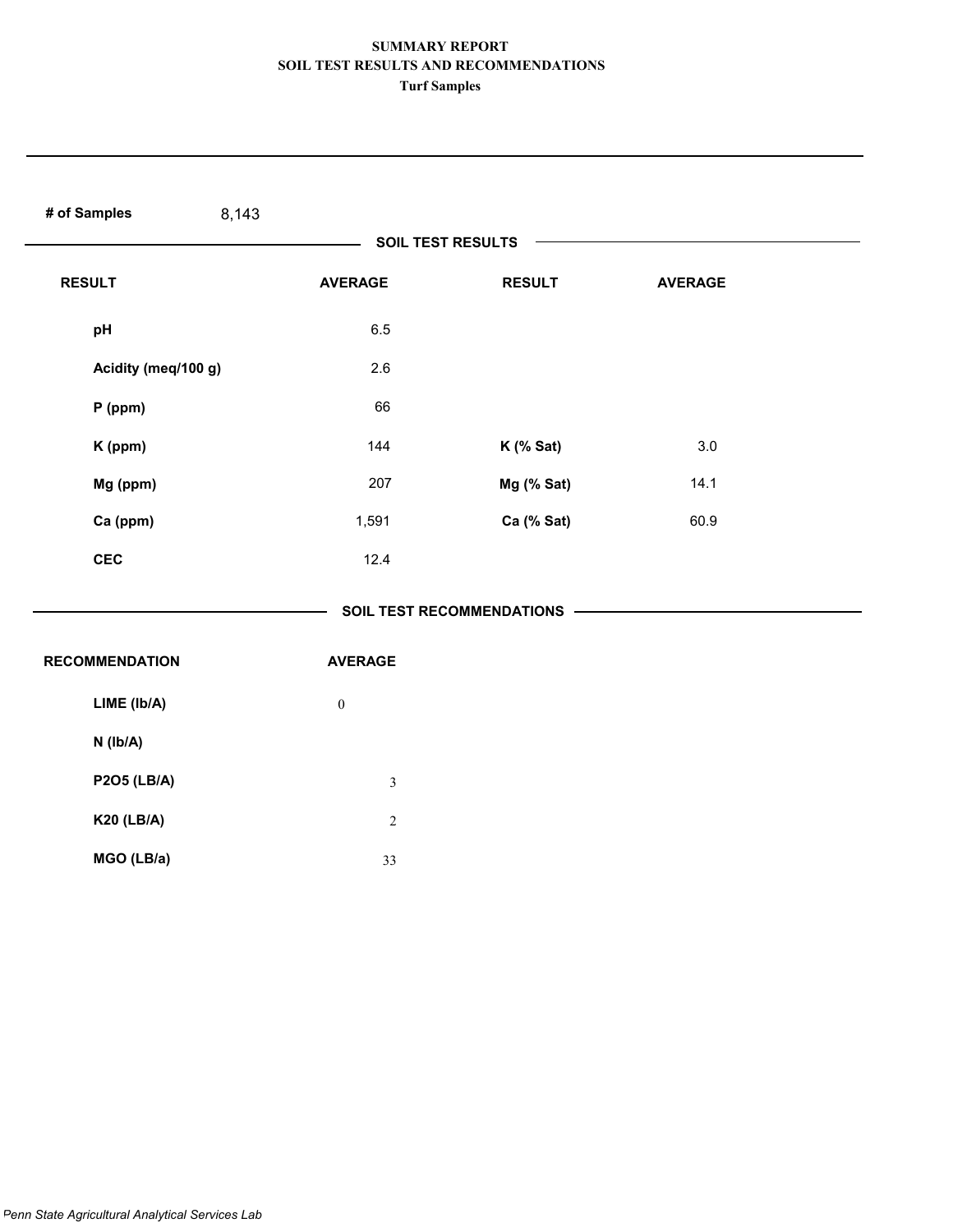**SUMMARY REPORT**
**SOIL TEST RESULTS AND RECOMMENDATIONS**
**Turf Samples**

**# of Samples** 8,143

## SOIL TEST RESULTS

| RESULT | AVERAGE | RESULT | AVERAGE |
|---|---|---|---|
| pH | 6.5 | | |
| Acidity (meq/100 g) | 2.6 | | |
| P (ppm) | 66 | | |
| K (ppm) | 144 | K (% Sat) | 3.0 |
| Mg (ppm) | 207 | Mg (% Sat) | 14.1 |
| Ca (ppm) | 1,591 | Ca (% Sat) | 60.9 |
| CEC | 12.4 | | |

## SOIL TEST RECOMMENDATIONS

| RECOMMENDATION | AVERAGE |
|---|---|
| LIME (lb/A) | 0 |
| N (lb/A) | |
| P2O5 (LB/A) | 3 |
| K20 (LB/A) | 2 |
| MGO (LB/a) | 33 |

*Penn State Agricultural Analytical Services Lab*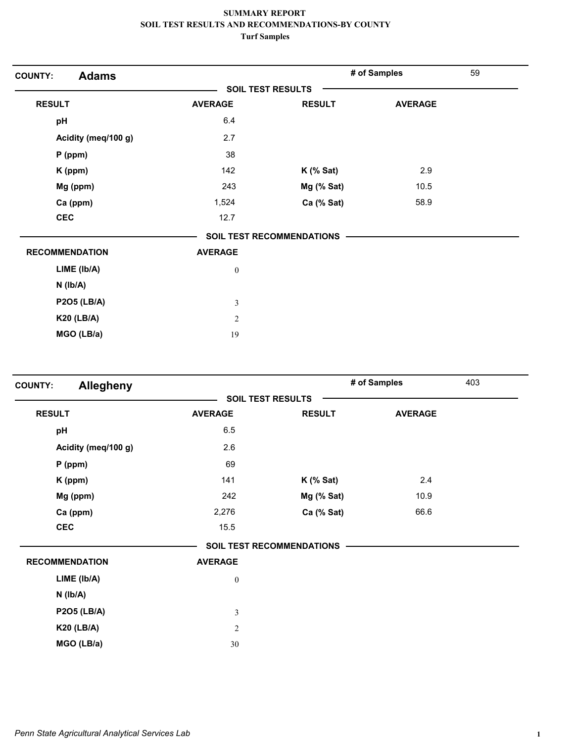**SUMMARY REPORT**
**SOIL TEST RESULTS AND RECOMMENDATIONS-BY COUNTY**
**Turf Samples**

## COUNTY: Adams

**# of Samples** 59

### SOIL TEST RESULTS

| RESULT | AVERAGE | RESULT | AVERAGE |
|---|---|---|---|
| pH | 6.4 | | |
| Acidity (meq/100 g) | 2.7 | | |
| P (ppm) | 38 | | |
| K (ppm) | 142 | K (% Sat) | 2.9 |
| Mg (ppm) | 243 | Mg (% Sat) | 10.5 |
| Ca (ppm) | 1,524 | Ca (% Sat) | 58.9 |
| CEC | 12.7 | | |

### SOIL TEST RECOMMENDATIONS

| RECOMMENDATION | AVERAGE |
|---|---|
| LIME (lb/A) | 0 |
| N (lb/A) | |
| P2O5 (LB/A) | 3 |
| K20 (LB/A) | 2 |
| MGO (LB/a) | 19 |

## COUNTY: Allegheny

**# of Samples** 403

### SOIL TEST RESULTS

| RESULT | AVERAGE | RESULT | AVERAGE |
|---|---|---|---|
| pH | 6.5 | | |
| Acidity (meq/100 g) | 2.6 | | |
| P (ppm) | 69 | | |
| K (ppm) | 141 | K (% Sat) | 2.4 |
| Mg (ppm) | 242 | Mg (% Sat) | 10.9 |
| Ca (ppm) | 2,276 | Ca (% Sat) | 66.6 |
| CEC | 15.5 | | |

### SOIL TEST RECOMMENDATIONS

| RECOMMENDATION | AVERAGE |
|---|---|
| LIME (lb/A) | 0 |
| N (lb/A) | |
| P2O5 (LB/A) | 3 |
| K20 (LB/A) | 2 |
| MGO (LB/a) | 30 |

*Penn State Agricultural Analytical Services Lab*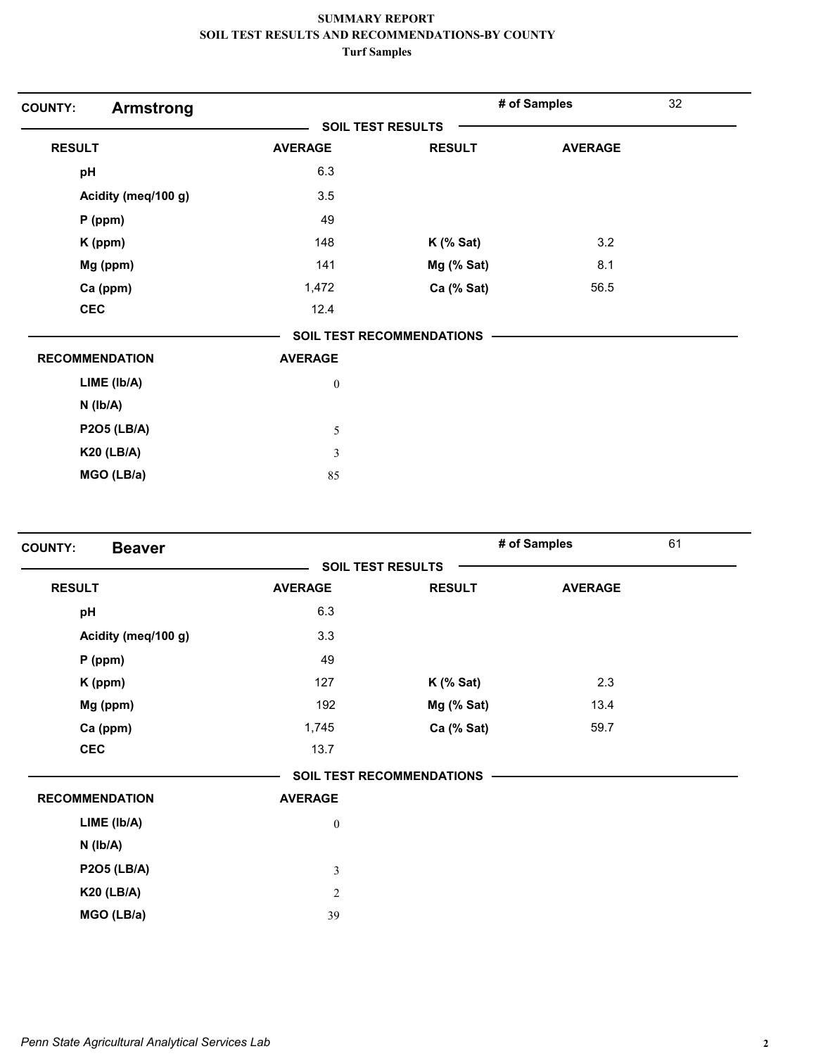**SUMMARY REPORT**
**SOIL TEST RESULTS AND RECOMMENDATIONS-BY COUNTY**
**Turf Samples**

## COUNTY: Armstrong

**# of Samples:** 32

### SOIL TEST RESULTS

| RESULT | AVERAGE | RESULT | AVERAGE |
|---|---|---|---|
| pH | 6.3 | | |
| Acidity (meq/100 g) | 3.5 | | |
| P (ppm) | 49 | | |
| K (ppm) | 148 | K (% Sat) | 3.2 |
| Mg (ppm) | 141 | Mg (% Sat) | 8.1 |
| Ca (ppm) | 1,472 | Ca (% Sat) | 56.5 |
| CEC | 12.4 | | |

### SOIL TEST RECOMMENDATIONS

| RECOMMENDATION | AVERAGE |
|---|---|
| LIME (lb/A) | 0 |
| N (lb/A) | |
| P2O5 (LB/A) | 5 |
| K20 (LB/A) | 3 |
| MGO (LB/a) | 85 |

## COUNTY: Beaver

**# of Samples:** 61

### SOIL TEST RESULTS

| RESULT | AVERAGE | RESULT | AVERAGE |
|---|---|---|---|
| pH | 6.3 | | |
| Acidity (meq/100 g) | 3.3 | | |
| P (ppm) | 49 | | |
| K (ppm) | 127 | K (% Sat) | 2.3 |
| Mg (ppm) | 192 | Mg (% Sat) | 13.4 |
| Ca (ppm) | 1,745 | Ca (% Sat) | 59.7 |
| CEC | 13.7 | | |

### SOIL TEST RECOMMENDATIONS

| RECOMMENDATION | AVERAGE |
|---|---|
| LIME (lb/A) | 0 |
| N (lb/A) | |
| P2O5 (LB/A) | 3 |
| K20 (LB/A) | 2 |
| MGO (LB/a) | 39 |

*Penn State Agricultural Analytical Services Lab*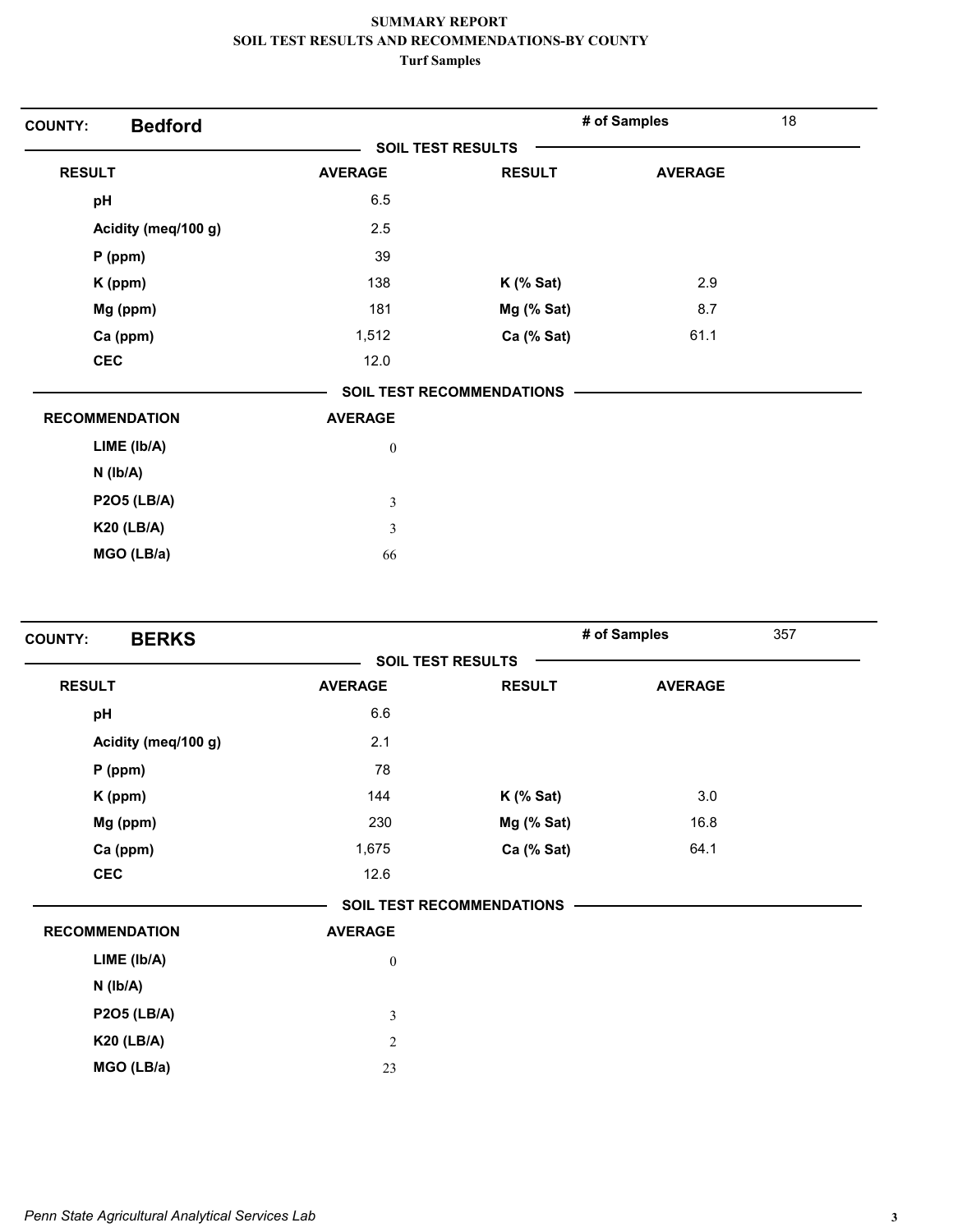# SUMMARY REPORT
## SOIL TEST RESULTS AND RECOMMENDATIONS-BY COUNTY
### Turf Samples

**COUNTY:** **Bedford** | **# of Samples** 18

**SOIL TEST RESULTS**

| RESULT | AVERAGE | RESULT | AVERAGE |
|---|---|---|---|
| pH | 6.5 | | |
| Acidity (meq/100 g) | 2.5 | | |
| P (ppm) | 39 | | |
| K (ppm) | 138 | K (% Sat) | 2.9 |
| Mg (ppm) | 181 | Mg (% Sat) | 8.7 |
| Ca (ppm) | 1,512 | Ca (% Sat) | 61.1 |
| CEC | 12.0 | | |

**SOIL TEST RECOMMENDATIONS**

| RECOMMENDATION | AVERAGE |
|---|---|
| LIME (lb/A) | 0 |
| N (lb/A) | |
| P2O5 (LB/A) | 3 |
| K20 (LB/A) | 3 |
| MGO (LB/a) | 66 |

**COUNTY:** **BERKS** | **# of Samples** 357

**SOIL TEST RESULTS**

| RESULT | AVERAGE | RESULT | AVERAGE |
|---|---|---|---|
| pH | 6.6 | | |
| Acidity (meq/100 g) | 2.1 | | |
| P (ppm) | 78 | | |
| K (ppm) | 144 | K (% Sat) | 3.0 |
| Mg (ppm) | 230 | Mg (% Sat) | 16.8 |
| Ca (ppm) | 1,675 | Ca (% Sat) | 64.1 |
| CEC | 12.6 | | |

**SOIL TEST RECOMMENDATIONS**

| RECOMMENDATION | AVERAGE |
|---|---|
| LIME (lb/A) | 0 |
| N (lb/A) | |
| P2O5 (LB/A) | 3 |
| K20 (LB/A) | 2 |
| MGO (LB/a) | 23 |

*Penn State Agricultural Analytical Services Lab*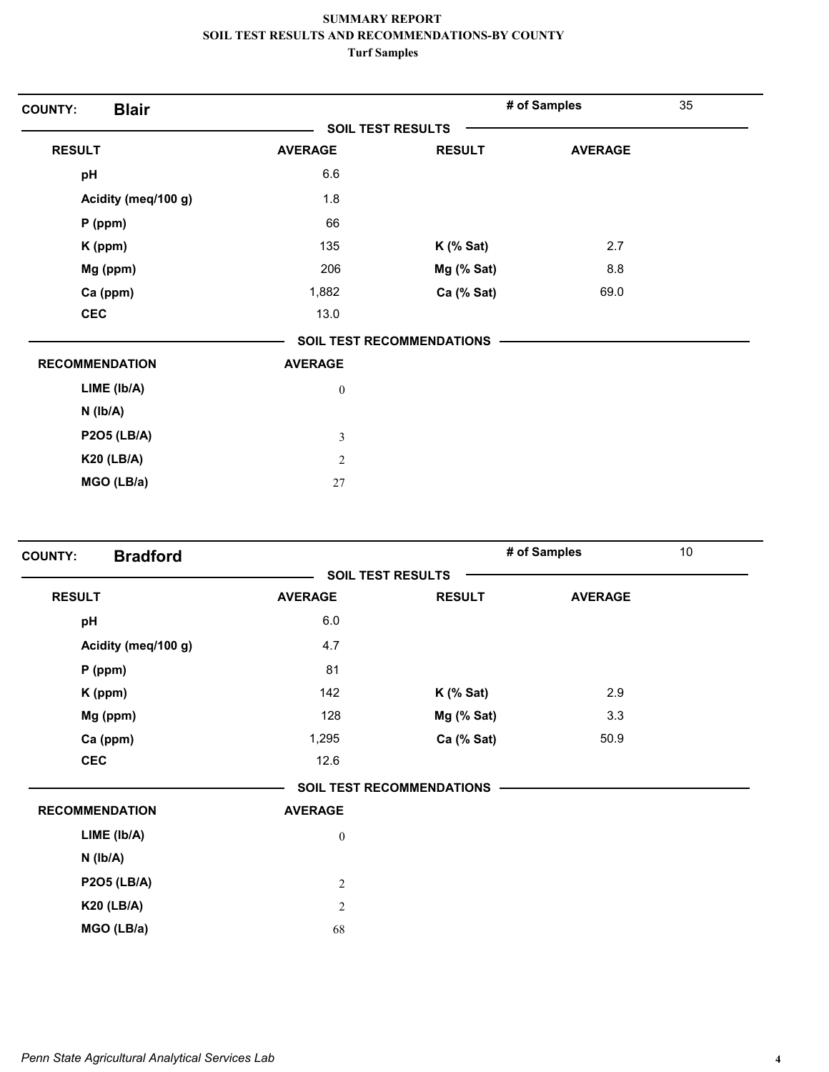# SUMMARY REPORT
## SOIL TEST RESULTS AND RECOMMENDATIONS-BY COUNTY
### Turf Samples

**COUNTY: Blair** — **# of Samples** 35

**SOIL TEST RESULTS**

| RESULT | AVERAGE | RESULT | AVERAGE |
|---|---|---|---|
| pH | 6.6 | | |
| Acidity (meq/100 g) | 1.8 | | |
| P (ppm) | 66 | | |
| K (ppm) | 135 | K (% Sat) | 2.7 |
| Mg (ppm) | 206 | Mg (% Sat) | 8.8 |
| Ca (ppm) | 1,882 | Ca (% Sat) | 69.0 |
| CEC | 13.0 | | |

**SOIL TEST RECOMMENDATIONS**

| RECOMMENDATION | AVERAGE |
|---|---|
| LIME (lb/A) | 0 |
| N (lb/A) | |
| P2O5 (LB/A) | 3 |
| K20 (LB/A) | 2 |
| MGO (LB/a) | 27 |

**COUNTY: Bradford** — **# of Samples** 10

**SOIL TEST RESULTS**

| RESULT | AVERAGE | RESULT | AVERAGE |
|---|---|---|---|
| pH | 6.0 | | |
| Acidity (meq/100 g) | 4.7 | | |
| P (ppm) | 81 | | |
| K (ppm) | 142 | K (% Sat) | 2.9 |
| Mg (ppm) | 128 | Mg (% Sat) | 3.3 |
| Ca (ppm) | 1,295 | Ca (% Sat) | 50.9 |
| CEC | 12.6 | | |

**SOIL TEST RECOMMENDATIONS**

| RECOMMENDATION | AVERAGE |
|---|---|
| LIME (lb/A) | 0 |
| N (lb/A) | |
| P2O5 (LB/A) | 2 |
| K20 (LB/A) | 2 |
| MGO (LB/a) | 68 |

*Penn State Agricultural Analytical Services Lab*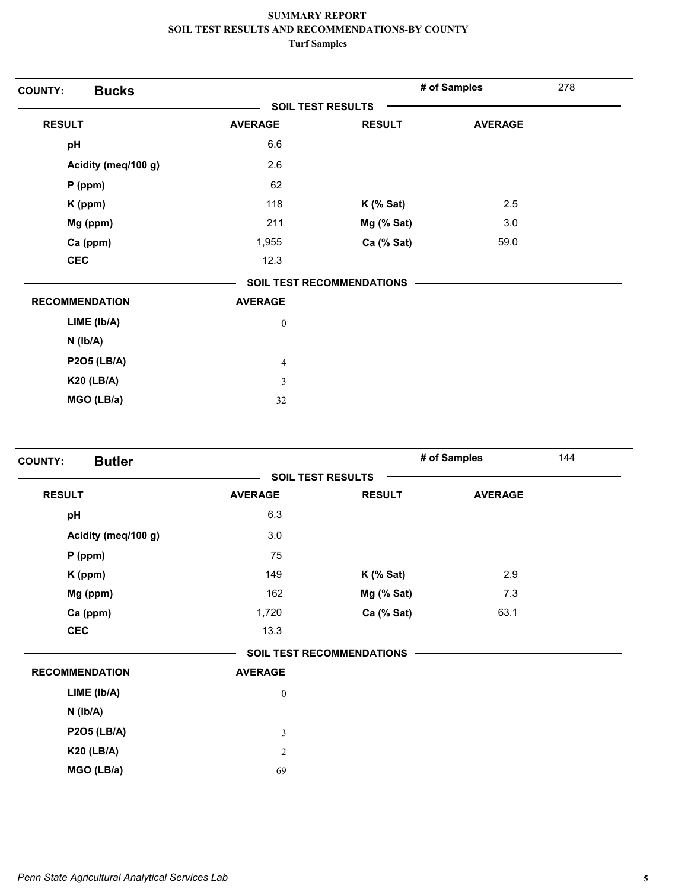**SUMMARY REPORT**
**SOIL TEST RESULTS AND RECOMMENDATIONS-BY COUNTY**
**Turf Samples**

**COUNTY: Bucks** | **# of Samples** 278

**SOIL TEST RESULTS**

| RESULT | AVERAGE | RESULT | AVERAGE |
|---|---|---|---|
| pH | 6.6 | | |
| Acidity (meq/100 g) | 2.6 | | |
| P (ppm) | 62 | | |
| K (ppm) | 118 | K (% Sat) | 2.5 |
| Mg (ppm) | 211 | Mg (% Sat) | 3.0 |
| Ca (ppm) | 1,955 | Ca (% Sat) | 59.0 |
| CEC | 12.3 | | |

**SOIL TEST RECOMMENDATIONS**

| RECOMMENDATION | AVERAGE |
|---|---|
| LIME (lb/A) | 0 |
| N (lb/A) | |
| P2O5 (LB/A) | 4 |
| K20 (LB/A) | 3 |
| MGO (LB/a) | 32 |

**COUNTY: Butler** | **# of Samples** 144

**SOIL TEST RESULTS**

| RESULT | AVERAGE | RESULT | AVERAGE |
|---|---|---|---|
| pH | 6.3 | | |
| Acidity (meq/100 g) | 3.0 | | |
| P (ppm) | 75 | | |
| K (ppm) | 149 | K (% Sat) | 2.9 |
| Mg (ppm) | 162 | Mg (% Sat) | 7.3 |
| Ca (ppm) | 1,720 | Ca (% Sat) | 63.1 |
| CEC | 13.3 | | |

**SOIL TEST RECOMMENDATIONS**

| RECOMMENDATION | AVERAGE |
|---|---|
| LIME (lb/A) | 0 |
| N (lb/A) | |
| P2O5 (LB/A) | 3 |
| K20 (LB/A) | 2 |
| MGO (LB/a) | 69 |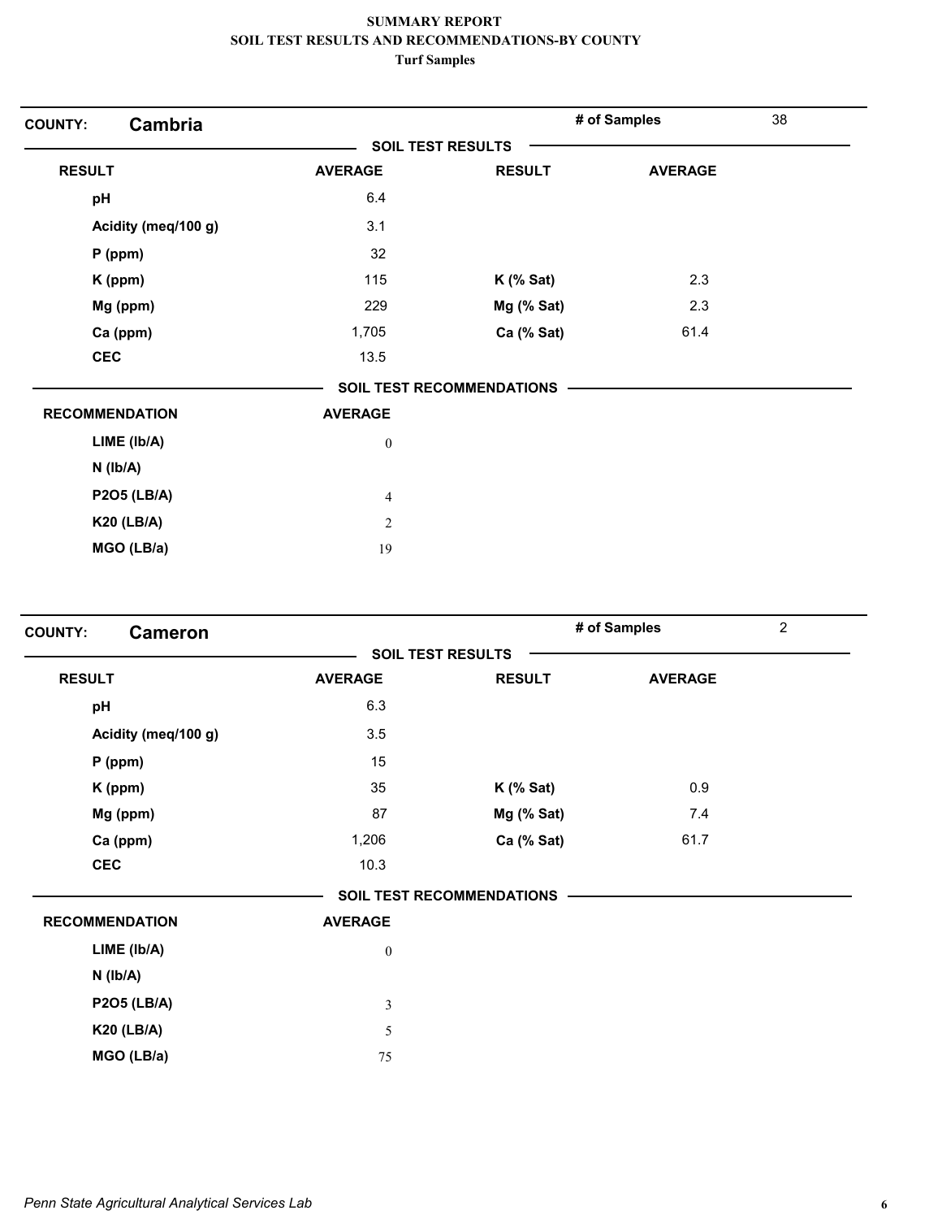**SUMMARY REPORT**
**SOIL TEST RESULTS AND RECOMMENDATIONS-BY COUNTY**
**Turf Samples**

**COUNTY: Cambria** — **# of Samples** 38

**SOIL TEST RESULTS**

| RESULT | AVERAGE | RESULT | AVERAGE |
|---|---|---|---|
| pH | 6.4 | | |
| Acidity (meq/100 g) | 3.1 | | |
| P (ppm) | 32 | | |
| K (ppm) | 115 | K (% Sat) | 2.3 |
| Mg (ppm) | 229 | Mg (% Sat) | 2.3 |
| Ca (ppm) | 1,705 | Ca (% Sat) | 61.4 |
| CEC | 13.5 | | |

**SOIL TEST RECOMMENDATIONS**

| RECOMMENDATION | AVERAGE |
|---|---|
| LIME (lb/A) | 0 |
| N (lb/A) | |
| P2O5 (LB/A) | 4 |
| K20 (LB/A) | 2 |
| MGO (LB/a) | 19 |

**COUNTY: Cameron** — **# of Samples** 2

**SOIL TEST RESULTS**

| RESULT | AVERAGE | RESULT | AVERAGE |
|---|---|---|---|
| pH | 6.3 | | |
| Acidity (meq/100 g) | 3.5 | | |
| P (ppm) | 15 | | |
| K (ppm) | 35 | K (% Sat) | 0.9 |
| Mg (ppm) | 87 | Mg (% Sat) | 7.4 |
| Ca (ppm) | 1,206 | Ca (% Sat) | 61.7 |
| CEC | 10.3 | | |

**SOIL TEST RECOMMENDATIONS**

| RECOMMENDATION | AVERAGE |
|---|---|
| LIME (lb/A) | 0 |
| N (lb/A) | |
| P2O5 (LB/A) | 3 |
| K20 (LB/A) | 5 |
| MGO (LB/a) | 75 |

*Penn State Agricultural Analytical Services Lab*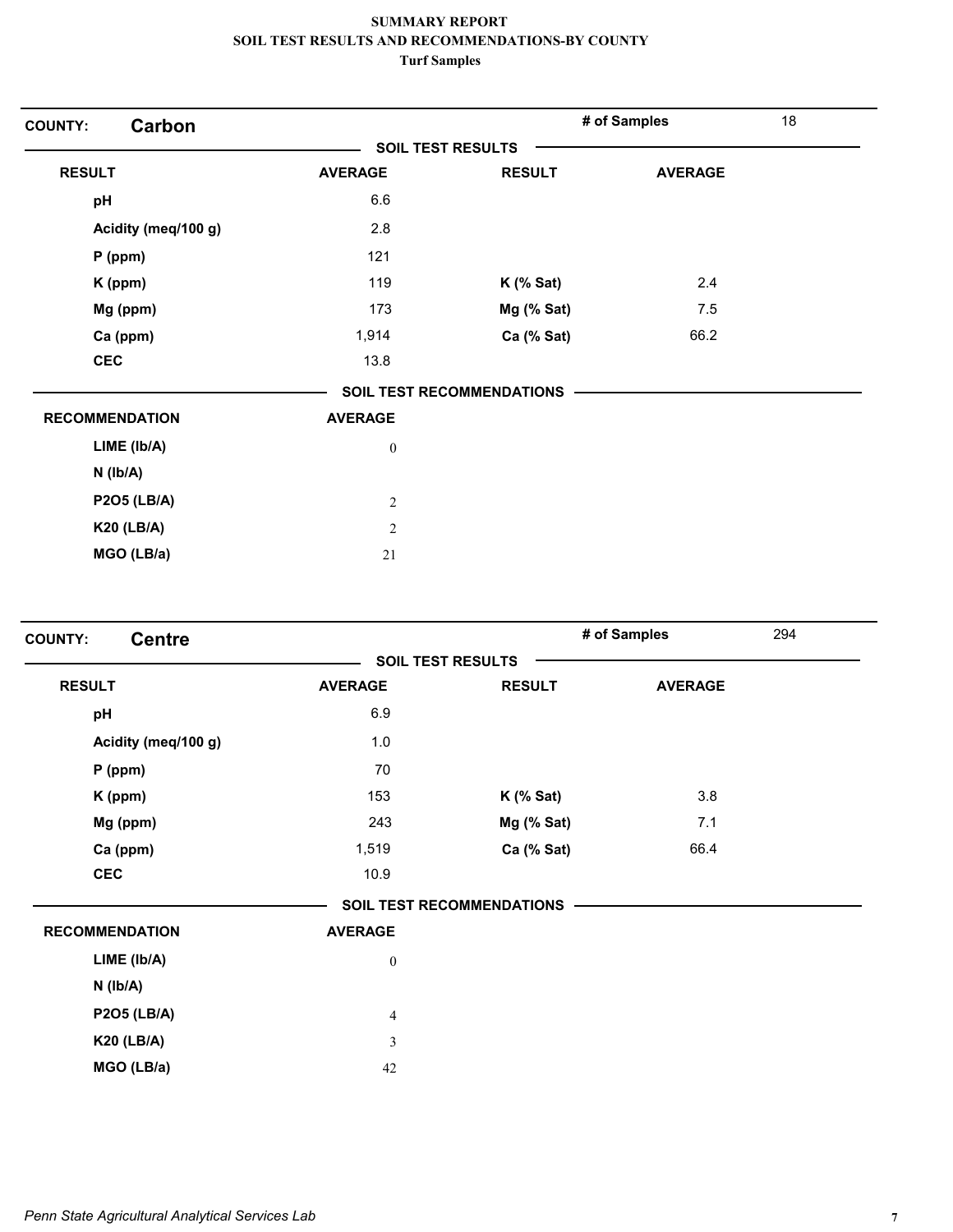**SUMMARY REPORT**
**SOIL TEST RESULTS AND RECOMMENDATIONS-BY COUNTY**
**Turf Samples**

## COUNTY: Carbon

**# of Samples** 18

**SOIL TEST RESULTS**

| RESULT | AVERAGE | RESULT | AVERAGE |
|---|---|---|---|
| pH | 6.6 | | |
| Acidity (meq/100 g) | 2.8 | | |
| P (ppm) | 121 | | |
| K (ppm) | 119 | K (% Sat) | 2.4 |
| Mg (ppm) | 173 | Mg (% Sat) | 7.5 |
| Ca (ppm) | 1,914 | Ca (% Sat) | 66.2 |
| CEC | 13.8 | | |

**SOIL TEST RECOMMENDATIONS**

| RECOMMENDATION | AVERAGE |
|---|---|
| LIME (lb/A) | 0 |
| N (lb/A) | |
| P2O5 (LB/A) | 2 |
| K20 (LB/A) | 2 |
| MGO (LB/a) | 21 |

## COUNTY: Centre

**# of Samples** 294

**SOIL TEST RESULTS**

| RESULT | AVERAGE | RESULT | AVERAGE |
|---|---|---|---|
| pH | 6.9 | | |
| Acidity (meq/100 g) | 1.0 | | |
| P (ppm) | 70 | | |
| K (ppm) | 153 | K (% Sat) | 3.8 |
| Mg (ppm) | 243 | Mg (% Sat) | 7.1 |
| Ca (ppm) | 1,519 | Ca (% Sat) | 66.4 |
| CEC | 10.9 | | |

**SOIL TEST RECOMMENDATIONS**

| RECOMMENDATION | AVERAGE |
|---|---|
| LIME (lb/A) | 0 |
| N (lb/A) | |
| P2O5 (LB/A) | 4 |
| K20 (LB/A) | 3 |
| MGO (LB/a) | 42 |

*Penn State Agricultural Analytical Services Lab*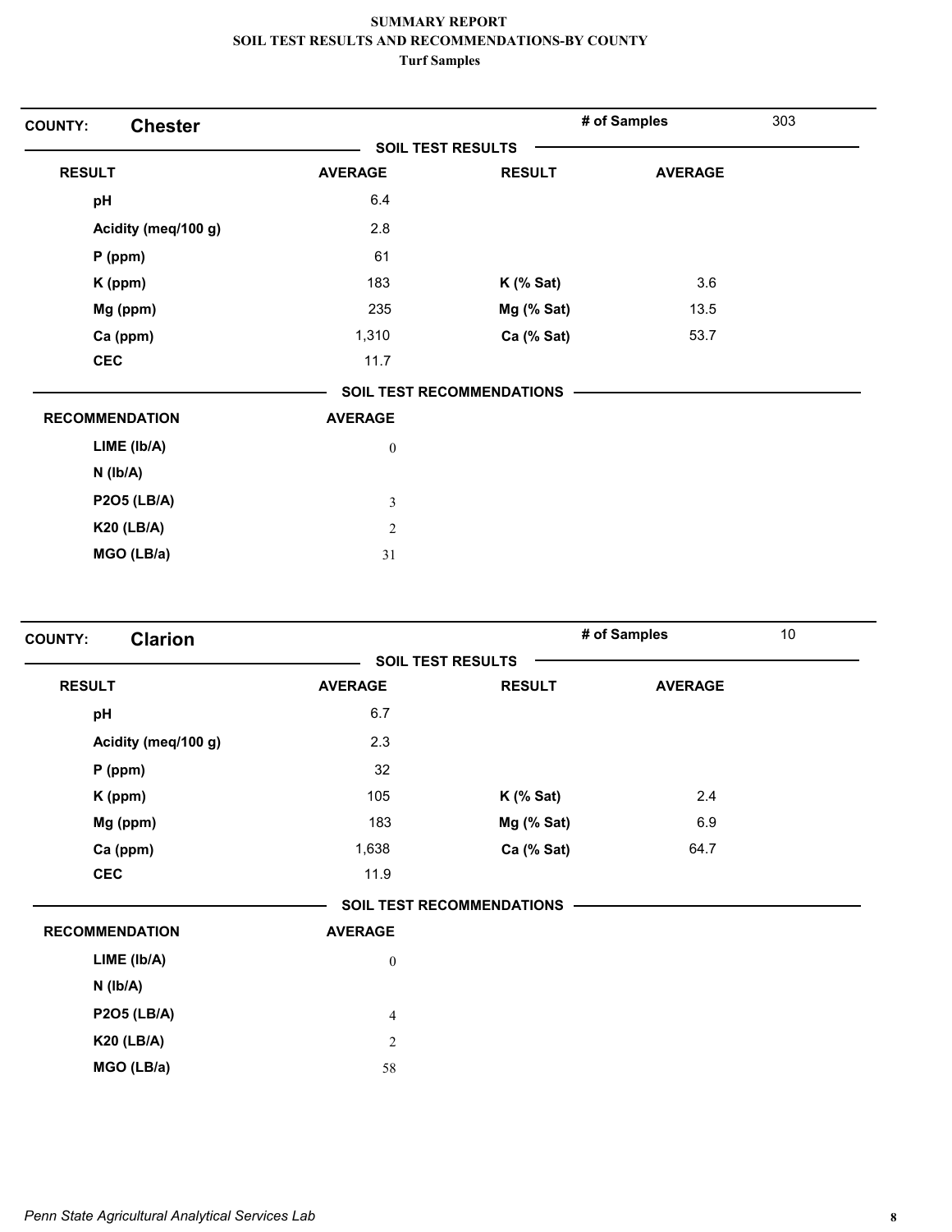**SUMMARY REPORT**
**SOIL TEST RESULTS AND RECOMMENDATIONS-BY COUNTY**
**Turf Samples**

**COUNTY: Chester** | **# of Samples** 303

**SOIL TEST RESULTS**

| RESULT | AVERAGE | RESULT | AVERAGE |
|---|---|---|---|
| pH | 6.4 | | |
| Acidity (meq/100 g) | 2.8 | | |
| P (ppm) | 61 | | |
| K (ppm) | 183 | K (% Sat) | 3.6 |
| Mg (ppm) | 235 | Mg (% Sat) | 13.5 |
| Ca (ppm) | 1,310 | Ca (% Sat) | 53.7 |
| CEC | 11.7 | | |

**SOIL TEST RECOMMENDATIONS**

| RECOMMENDATION | AVERAGE |
|---|---|
| LIME (lb/A) | 0 |
| N (lb/A) | |
| P2O5 (LB/A) | 3 |
| K20 (LB/A) | 2 |
| MGO (LB/a) | 31 |

**COUNTY: Clarion** | **# of Samples** 10

**SOIL TEST RESULTS**

| RESULT | AVERAGE | RESULT | AVERAGE |
|---|---|---|---|
| pH | 6.7 | | |
| Acidity (meq/100 g) | 2.3 | | |
| P (ppm) | 32 | | |
| K (ppm) | 105 | K (% Sat) | 2.4 |
| Mg (ppm) | 183 | Mg (% Sat) | 6.9 |
| Ca (ppm) | 1,638 | Ca (% Sat) | 64.7 |
| CEC | 11.9 | | |

**SOIL TEST RECOMMENDATIONS**

| RECOMMENDATION | AVERAGE |
|---|---|
| LIME (lb/A) | 0 |
| N (lb/A) | |
| P2O5 (LB/A) | 4 |
| K20 (LB/A) | 2 |
| MGO (LB/a) | 58 |

*Penn State Agricultural Analytical Services Lab*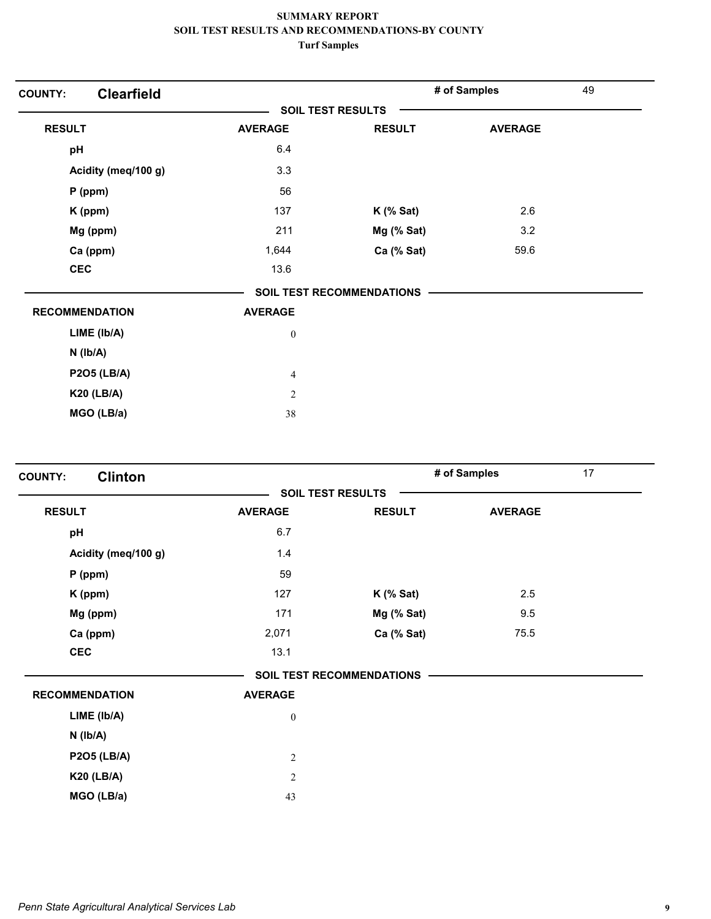**SUMMARY REPORT**
**SOIL TEST RESULTS AND RECOMMENDATIONS-BY COUNTY**
**Turf Samples**

**COUNTY:** **Clearfield** | **# of Samples** 49

**SOIL TEST RESULTS**

| RESULT | AVERAGE | RESULT | AVERAGE |
|---|---|---|---|
| pH | 6.4 | | |
| Acidity (meq/100 g) | 3.3 | | |
| P (ppm) | 56 | | |
| K (ppm) | 137 | K (% Sat) | 2.6 |
| Mg (ppm) | 211 | Mg (% Sat) | 3.2 |
| Ca (ppm) | 1,644 | Ca (% Sat) | 59.6 |
| CEC | 13.6 | | |

**SOIL TEST RECOMMENDATIONS**

| RECOMMENDATION | AVERAGE |
|---|---|
| LIME (lb/A) | 0 |
| N (lb/A) | |
| P2O5 (LB/A) | 4 |
| K20 (LB/A) | 2 |
| MGO (LB/a) | 38 |

**COUNTY:** **Clinton** | **# of Samples** 17

**SOIL TEST RESULTS**

| RESULT | AVERAGE | RESULT | AVERAGE |
|---|---|---|---|
| pH | 6.7 | | |
| Acidity (meq/100 g) | 1.4 | | |
| P (ppm) | 59 | | |
| K (ppm) | 127 | K (% Sat) | 2.5 |
| Mg (ppm) | 171 | Mg (% Sat) | 9.5 |
| Ca (ppm) | 2,071 | Ca (% Sat) | 75.5 |
| CEC | 13.1 | | |

**SOIL TEST RECOMMENDATIONS**

| RECOMMENDATION | AVERAGE |
|---|---|
| LIME (lb/A) | 0 |
| N (lb/A) | |
| P2O5 (LB/A) | 2 |
| K20 (LB/A) | 2 |
| MGO (LB/a) | 43 |

*Penn State Agricultural Analytical Services Lab*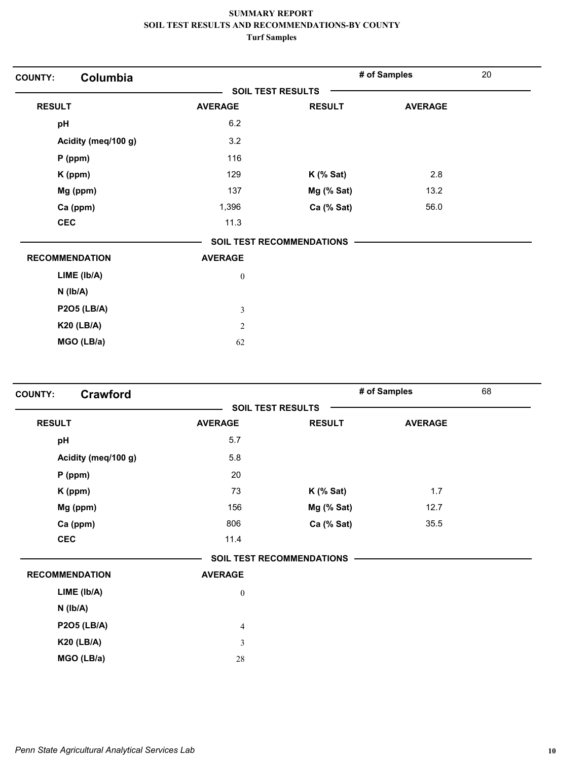**SUMMARY REPORT**
**SOIL TEST RESULTS AND RECOMMENDATIONS-BY COUNTY**
**Turf Samples**

## COUNTY: Columbia

**# of Samples** 20

### SOIL TEST RESULTS

| RESULT | AVERAGE | RESULT | AVERAGE |
|---|---|---|---|
| pH | 6.2 | | |
| Acidity (meq/100 g) | 3.2 | | |
| P (ppm) | 116 | | |
| K (ppm) | 129 | K (% Sat) | 2.8 |
| Mg (ppm) | 137 | Mg (% Sat) | 13.2 |
| Ca (ppm) | 1,396 | Ca (% Sat) | 56.0 |
| CEC | 11.3 | | |

### SOIL TEST RECOMMENDATIONS

| RECOMMENDATION | AVERAGE |
|---|---|
| LIME (lb/A) | 0 |
| N (lb/A) | |
| P2O5 (LB/A) | 3 |
| K20 (LB/A) | 2 |
| MGO (LB/a) | 62 |

## COUNTY: Crawford

**# of Samples** 68

### SOIL TEST RESULTS

| RESULT | AVERAGE | RESULT | AVERAGE |
|---|---|---|---|
| pH | 5.7 | | |
| Acidity (meq/100 g) | 5.8 | | |
| P (ppm) | 20 | | |
| K (ppm) | 73 | K (% Sat) | 1.7 |
| Mg (ppm) | 156 | Mg (% Sat) | 12.7 |
| Ca (ppm) | 806 | Ca (% Sat) | 35.5 |
| CEC | 11.4 | | |

### SOIL TEST RECOMMENDATIONS

| RECOMMENDATION | AVERAGE |
|---|---|
| LIME (lb/A) | 0 |
| N (lb/A) | |
| P2O5 (LB/A) | 4 |
| K20 (LB/A) | 3 |
| MGO (LB/a) | 28 |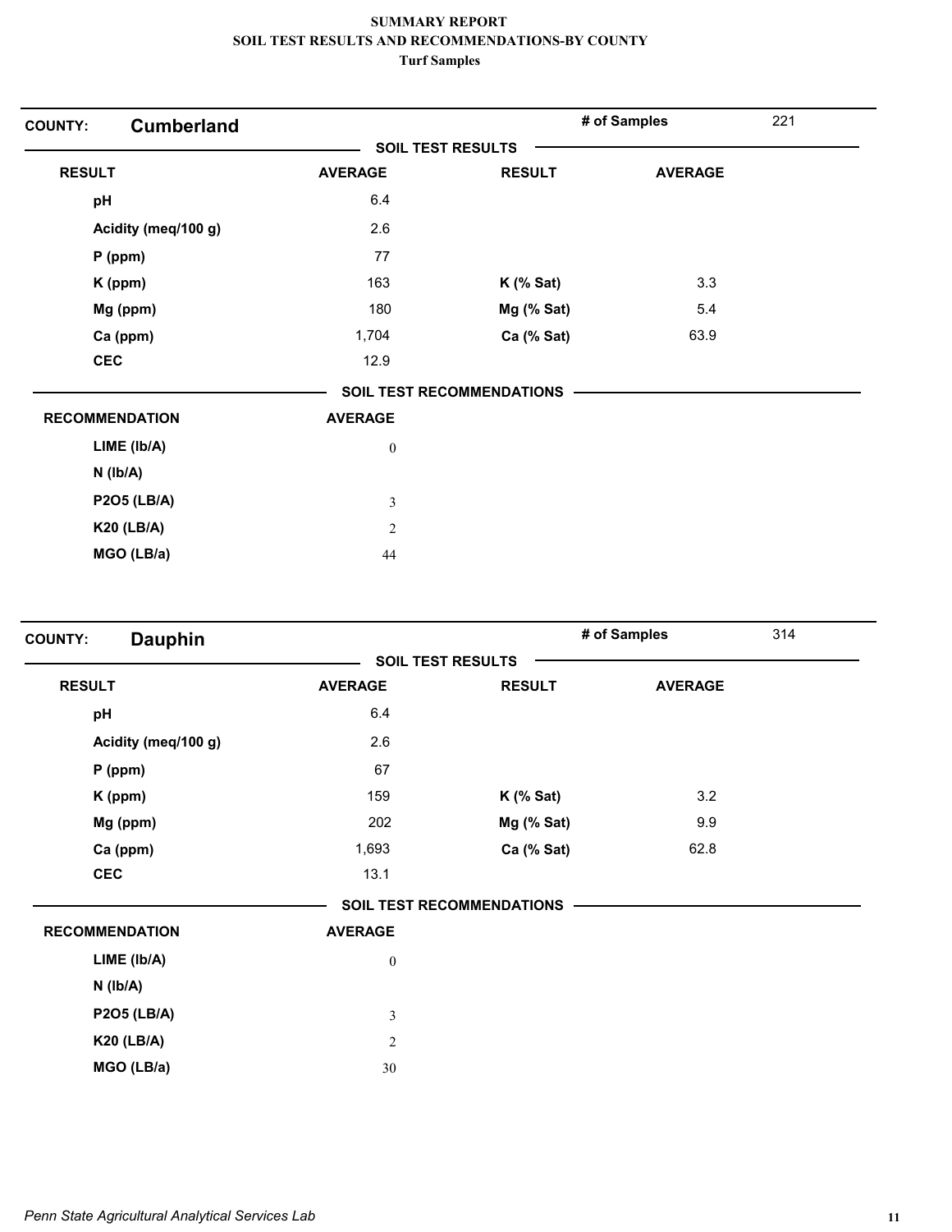**SUMMARY REPORT**
**SOIL TEST RESULTS AND RECOMMENDATIONS-BY COUNTY**
**Turf Samples**

| COUNTY: | **Cumberland** | | # of Samples | 221 |
|---|---|---|---|---|

**SOIL TEST RESULTS**

| RESULT | AVERAGE | RESULT | AVERAGE |
|---|---|---|---|
| pH | 6.4 | | |
| Acidity (meq/100 g) | 2.6 | | |
| P (ppm) | 77 | | |
| K (ppm) | 163 | K (% Sat) | 3.3 |
| Mg (ppm) | 180 | Mg (% Sat) | 5.4 |
| Ca (ppm) | 1,704 | Ca (% Sat) | 63.9 |
| CEC | 12.9 | | |

**SOIL TEST RECOMMENDATIONS**

| RECOMMENDATION | AVERAGE |
|---|---|
| LIME (lb/A) | 0 |
| N (lb/A) | |
| P2O5 (LB/A) | 3 |
| K20 (LB/A) | 2 |
| MGO (LB/a) | 44 |

| COUNTY: | **Dauphin** | | # of Samples | 314 |
|---|---|---|---|---|

**SOIL TEST RESULTS**

| RESULT | AVERAGE | RESULT | AVERAGE |
|---|---|---|---|
| pH | 6.4 | | |
| Acidity (meq/100 g) | 2.6 | | |
| P (ppm) | 67 | | |
| K (ppm) | 159 | K (% Sat) | 3.2 |
| Mg (ppm) | 202 | Mg (% Sat) | 9.9 |
| Ca (ppm) | 1,693 | Ca (% Sat) | 62.8 |
| CEC | 13.1 | | |

**SOIL TEST RECOMMENDATIONS**

| RECOMMENDATION | AVERAGE |
|---|---|
| LIME (lb/A) | 0 |
| N (lb/A) | |
| P2O5 (LB/A) | 3 |
| K20 (LB/A) | 2 |
| MGO (LB/a) | 30 |

*Penn State Agricultural Analytical Services Lab*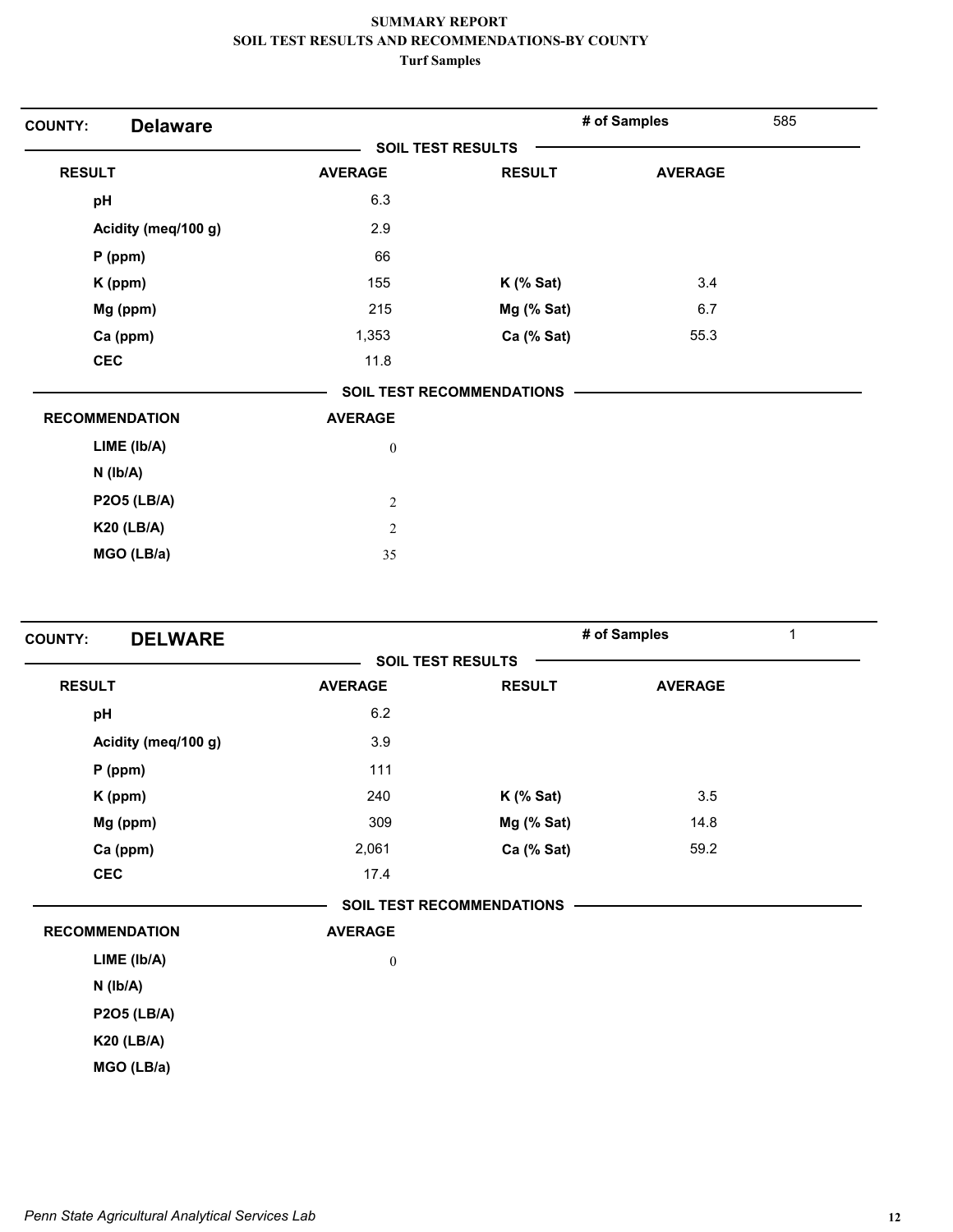**SUMMARY REPORT**
**SOIL TEST RESULTS AND RECOMMENDATIONS-BY COUNTY**
**Turf Samples**

## COUNTY: Delaware

**# of Samples** 585

**SOIL TEST RESULTS**

| RESULT | AVERAGE | RESULT | AVERAGE |
|---|---|---|---|
| pH | 6.3 | | |
| Acidity (meq/100 g) | 2.9 | | |
| P (ppm) | 66 | | |
| K (ppm) | 155 | K (% Sat) | 3.4 |
| Mg (ppm) | 215 | Mg (% Sat) | 6.7 |
| Ca (ppm) | 1,353 | Ca (% Sat) | 55.3 |
| CEC | 11.8 | | |

**SOIL TEST RECOMMENDATIONS**

| RECOMMENDATION | AVERAGE |
|---|---|
| LIME (lb/A) | 0 |
| N (lb/A) | |
| P2O5 (LB/A) | 2 |
| K20 (LB/A) | 2 |
| MGO (LB/a) | 35 |

## COUNTY: DELWARE

**# of Samples** 1

**SOIL TEST RESULTS**

| RESULT | AVERAGE | RESULT | AVERAGE |
|---|---|---|---|
| pH | 6.2 | | |
| Acidity (meq/100 g) | 3.9 | | |
| P (ppm) | 111 | | |
| K (ppm) | 240 | K (% Sat) | 3.5 |
| Mg (ppm) | 309 | Mg (% Sat) | 14.8 |
| Ca (ppm) | 2,061 | Ca (% Sat) | 59.2 |
| CEC | 17.4 | | |

**SOIL TEST RECOMMENDATIONS**

| RECOMMENDATION | AVERAGE |
|---|---|
| LIME (lb/A) | 0 |
| N (lb/A) | |
| P2O5 (LB/A) | |
| K20 (LB/A) | |
| MGO (LB/a) | |

*Penn State Agricultural Analytical Services Lab*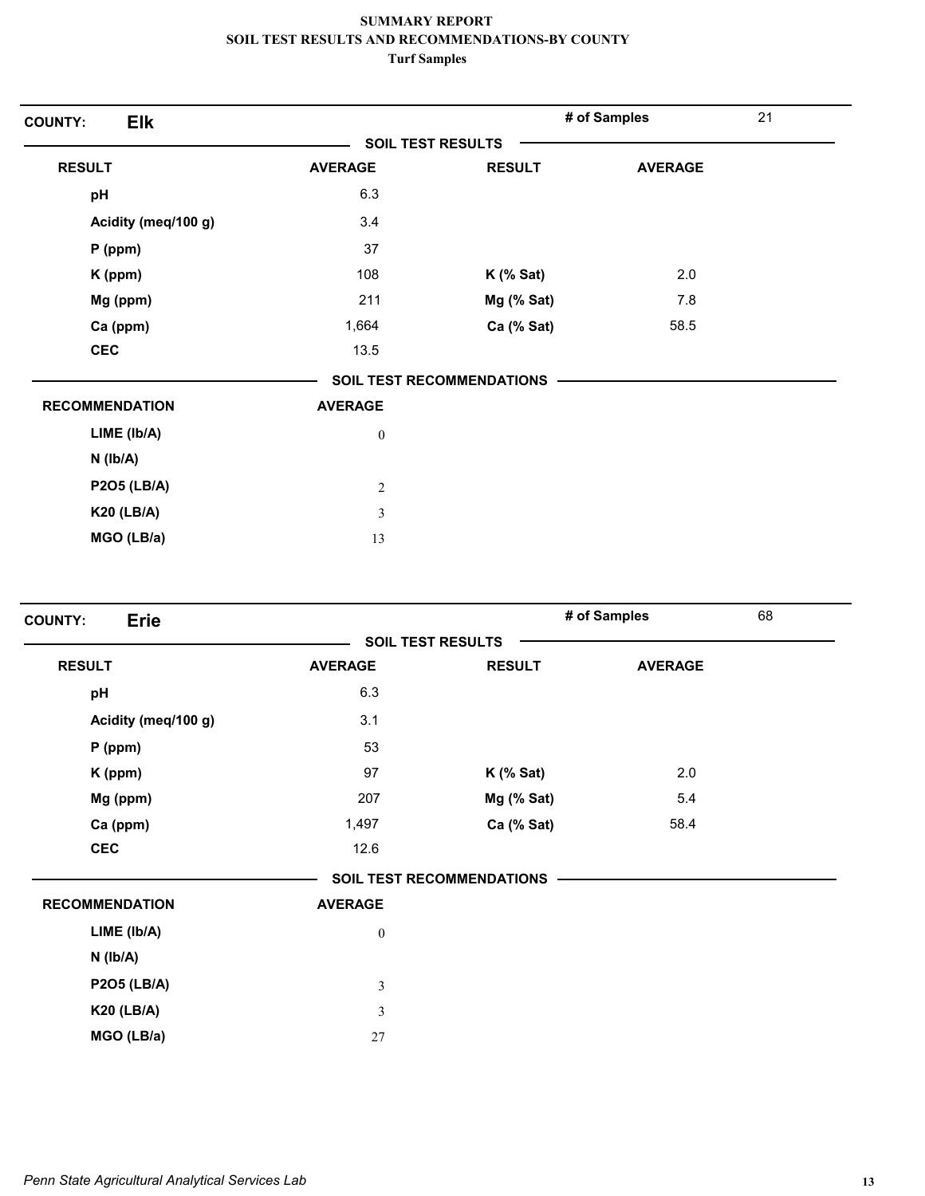**SUMMARY REPORT**
**SOIL TEST RESULTS AND RECOMMENDATIONS-BY COUNTY**
**Turf Samples**

**COUNTY:** **Elk** | **# of Samples** 21

**SOIL TEST RESULTS**

| RESULT | AVERAGE | RESULT | AVERAGE |
|---|---|---|---|
| pH | 6.3 | | |
| Acidity (meq/100 g) | 3.4 | | |
| P (ppm) | 37 | | |
| K (ppm) | 108 | K (% Sat) | 2.0 |
| Mg (ppm) | 211 | Mg (% Sat) | 7.8 |
| Ca (ppm) | 1,664 | Ca (% Sat) | 58.5 |
| CEC | 13.5 | | |

**SOIL TEST RECOMMENDATIONS**

| RECOMMENDATION | AVERAGE |
|---|---|
| LIME (lb/A) | 0 |
| N (lb/A) | |
| P2O5 (LB/A) | 2 |
| K20 (LB/A) | 3 |
| MGO (LB/a) | 13 |

**COUNTY:** **Erie** | **# of Samples** 68

**SOIL TEST RESULTS**

| RESULT | AVERAGE | RESULT | AVERAGE |
|---|---|---|---|
| pH | 6.3 | | |
| Acidity (meq/100 g) | 3.1 | | |
| P (ppm) | 53 | | |
| K (ppm) | 97 | K (% Sat) | 2.0 |
| Mg (ppm) | 207 | Mg (% Sat) | 5.4 |
| Ca (ppm) | 1,497 | Ca (% Sat) | 58.4 |
| CEC | 12.6 | | |

**SOIL TEST RECOMMENDATIONS**

| RECOMMENDATION | AVERAGE |
|---|---|
| LIME (lb/A) | 0 |
| N (lb/A) | |
| P2O5 (LB/A) | 3 |
| K20 (LB/A) | 3 |
| MGO (LB/a) | 27 |

*Penn State Agricultural Analytical Services Lab*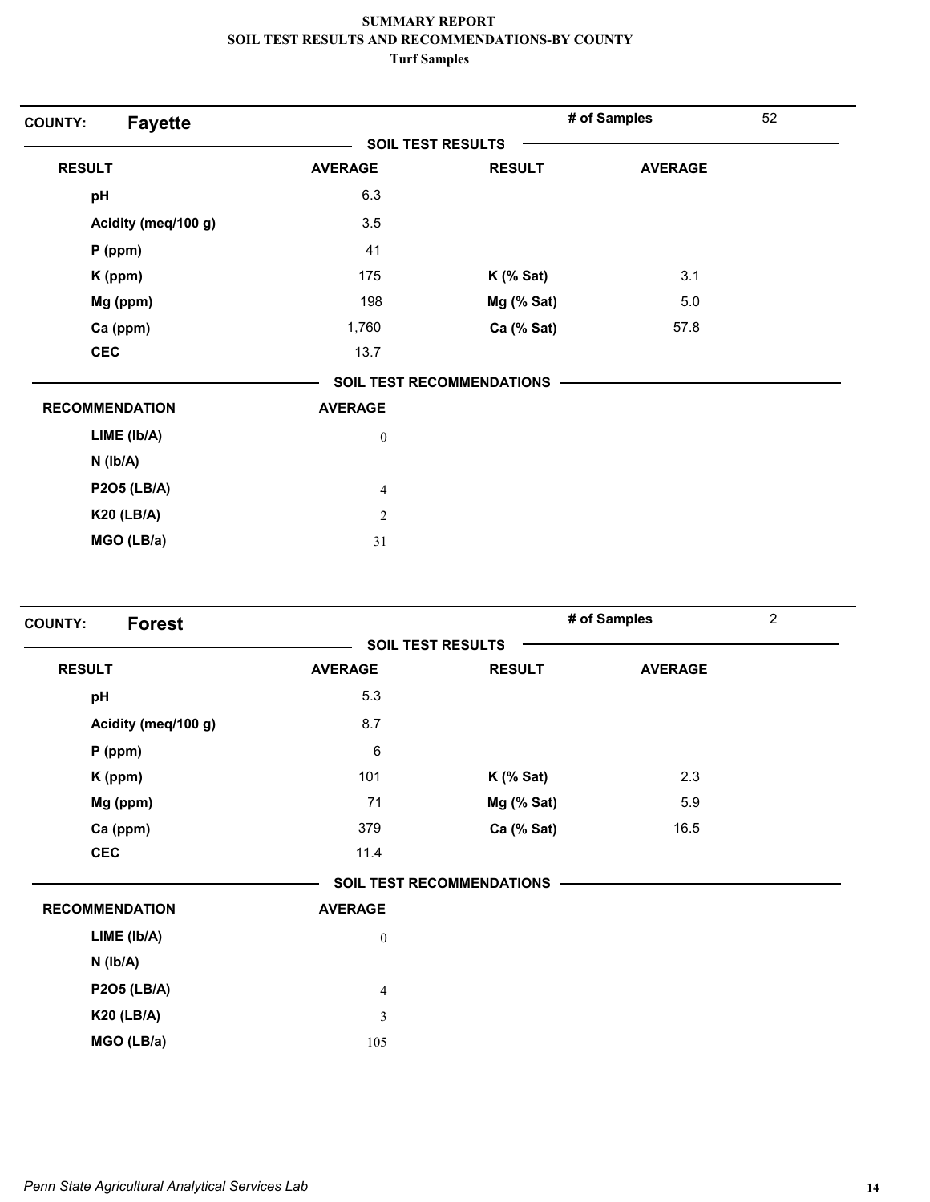**SUMMARY REPORT**
**SOIL TEST RESULTS AND RECOMMENDATIONS-BY COUNTY**
**Turf Samples**

## COUNTY: Fayette

**# of Samples** 52

### SOIL TEST RESULTS

| RESULT | AVERAGE | RESULT | AVERAGE |
|---|---|---|---|
| pH | 6.3 | | |
| Acidity (meq/100 g) | 3.5 | | |
| P (ppm) | 41 | | |
| K (ppm) | 175 | K (% Sat) | 3.1 |
| Mg (ppm) | 198 | Mg (% Sat) | 5.0 |
| Ca (ppm) | 1,760 | Ca (% Sat) | 57.8 |
| CEC | 13.7 | | |

### SOIL TEST RECOMMENDATIONS

| RECOMMENDATION | AVERAGE |
|---|---|
| LIME (lb/A) | 0 |
| N (lb/A) | |
| P2O5 (LB/A) | 4 |
| K20 (LB/A) | 2 |
| MGO (LB/a) | 31 |

## COUNTY: Forest

**# of Samples** 2

### SOIL TEST RESULTS

| RESULT | AVERAGE | RESULT | AVERAGE |
|---|---|---|---|
| pH | 5.3 | | |
| Acidity (meq/100 g) | 8.7 | | |
| P (ppm) | 6 | | |
| K (ppm) | 101 | K (% Sat) | 2.3 |
| Mg (ppm) | 71 | Mg (% Sat) | 5.9 |
| Ca (ppm) | 379 | Ca (% Sat) | 16.5 |
| CEC | 11.4 | | |

### SOIL TEST RECOMMENDATIONS

| RECOMMENDATION | AVERAGE |
|---|---|
| LIME (lb/A) | 0 |
| N (lb/A) | |
| P2O5 (LB/A) | 4 |
| K20 (LB/A) | 3 |
| MGO (LB/a) | 105 |

*Penn State Agricultural Analytical Services Lab*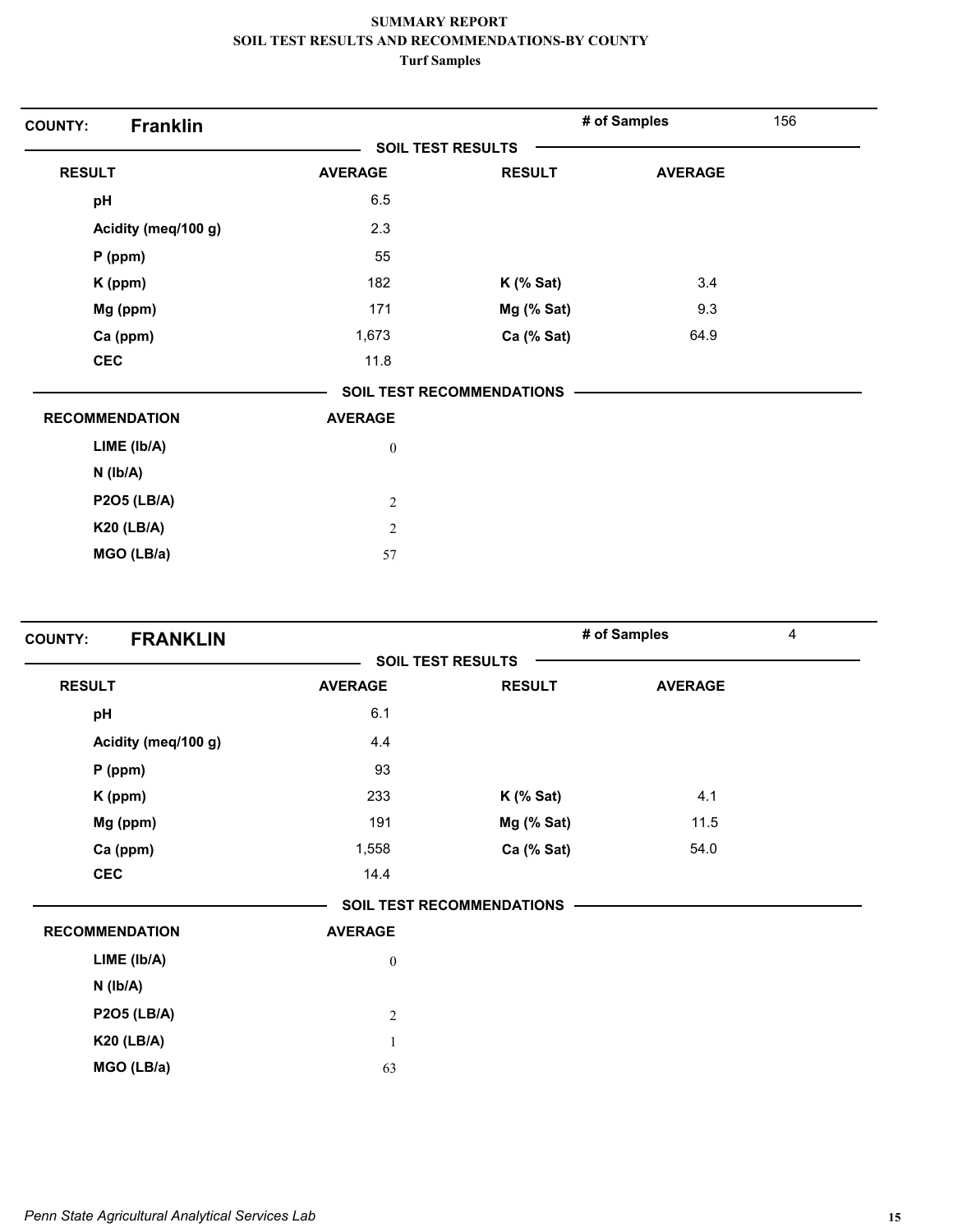**SUMMARY REPORT**
**SOIL TEST RESULTS AND RECOMMENDATIONS-BY COUNTY**
**Turf Samples**

**COUNTY: Franklin** | **# of Samples** 156

**SOIL TEST RESULTS**

| RESULT | AVERAGE | RESULT | AVERAGE |
|---|---|---|---|
| pH | 6.5 | | |
| Acidity (meq/100 g) | 2.3 | | |
| P (ppm) | 55 | | |
| K (ppm) | 182 | K (% Sat) | 3.4 |
| Mg (ppm) | 171 | Mg (% Sat) | 9.3 |
| Ca (ppm) | 1,673 | Ca (% Sat) | 64.9 |
| CEC | 11.8 | | |

**SOIL TEST RECOMMENDATIONS**

| RECOMMENDATION | AVERAGE |
|---|---|
| LIME (lb/A) | 0 |
| N (lb/A) | |
| P2O5 (LB/A) | 2 |
| K20 (LB/A) | 2 |
| MGO (LB/a) | 57 |

**COUNTY: FRANKLIN** | **# of Samples** 4

**SOIL TEST RESULTS**

| RESULT | AVERAGE | RESULT | AVERAGE |
|---|---|---|---|
| pH | 6.1 | | |
| Acidity (meq/100 g) | 4.4 | | |
| P (ppm) | 93 | | |
| K (ppm) | 233 | K (% Sat) | 4.1 |
| Mg (ppm) | 191 | Mg (% Sat) | 11.5 |
| Ca (ppm) | 1,558 | Ca (% Sat) | 54.0 |
| CEC | 14.4 | | |

**SOIL TEST RECOMMENDATIONS**

| RECOMMENDATION | AVERAGE |
|---|---|
| LIME (lb/A) | 0 |
| N (lb/A) | |
| P2O5 (LB/A) | 2 |
| K20 (LB/A) | 1 |
| MGO (LB/a) | 63 |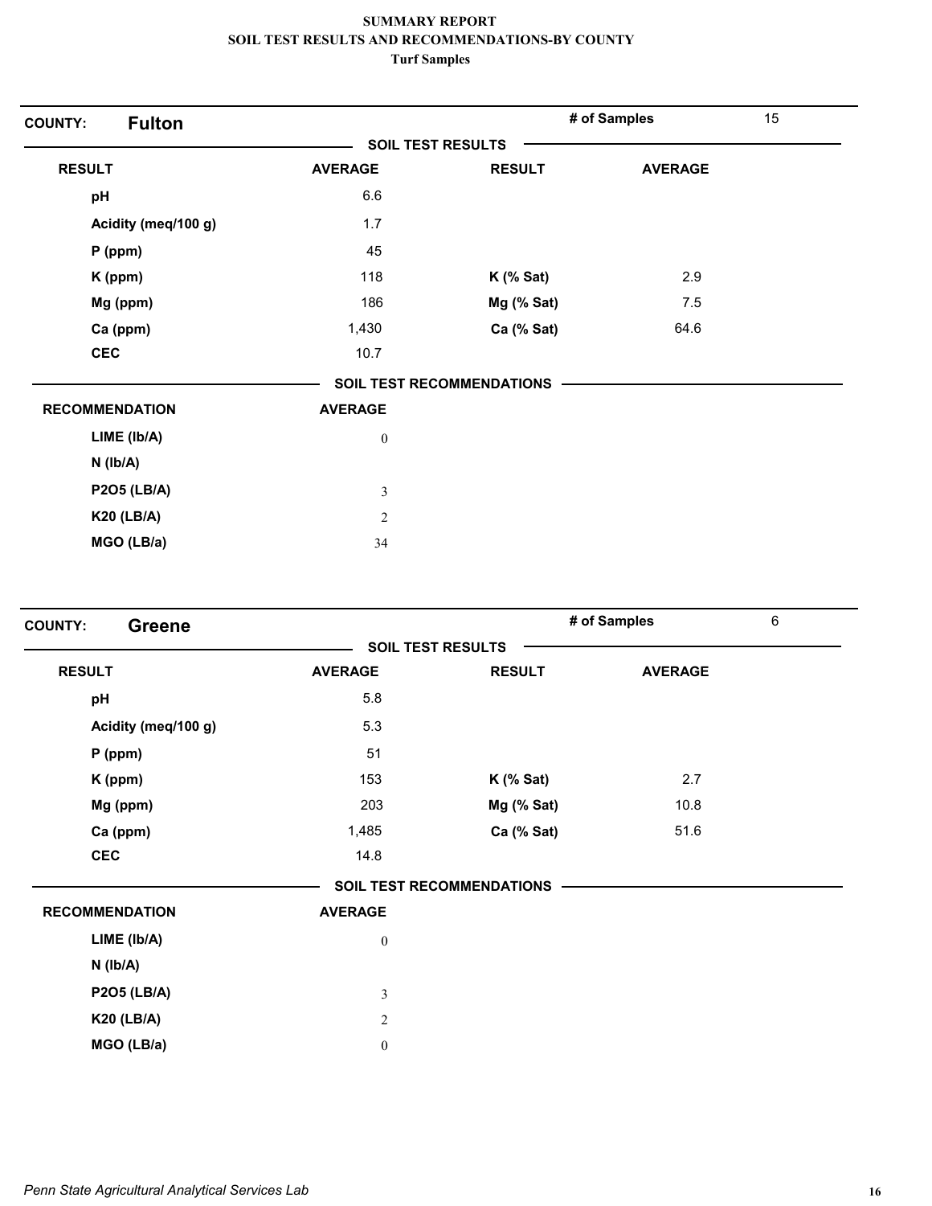# SUMMARY REPORT
## SOIL TEST RESULTS AND RECOMMENDATIONS-BY COUNTY
### Turf Samples

**COUNTY: Fulton** — # of Samples: 15

**SOIL TEST RESULTS**

| RESULT | AVERAGE | RESULT | AVERAGE |
|---|---|---|---|
| pH | 6.6 | | |
| Acidity (meq/100 g) | 1.7 | | |
| P (ppm) | 45 | | |
| K (ppm) | 118 | K (% Sat) | 2.9 |
| Mg (ppm) | 186 | Mg (% Sat) | 7.5 |
| Ca (ppm) | 1,430 | Ca (% Sat) | 64.6 |
| CEC | 10.7 | | |

**SOIL TEST RECOMMENDATIONS**

| RECOMMENDATION | AVERAGE |
|---|---|
| LIME (lb/A) | 0 |
| N (lb/A) | |
| P2O5 (LB/A) | 3 |
| K20 (LB/A) | 2 |
| MGO (LB/a) | 34 |

**COUNTY: Greene** — # of Samples: 6

**SOIL TEST RESULTS**

| RESULT | AVERAGE | RESULT | AVERAGE |
|---|---|---|---|
| pH | 5.8 | | |
| Acidity (meq/100 g) | 5.3 | | |
| P (ppm) | 51 | | |
| K (ppm) | 153 | K (% Sat) | 2.7 |
| Mg (ppm) | 203 | Mg (% Sat) | 10.8 |
| Ca (ppm) | 1,485 | Ca (% Sat) | 51.6 |
| CEC | 14.8 | | |

**SOIL TEST RECOMMENDATIONS**

| RECOMMENDATION | AVERAGE |
|---|---|
| LIME (lb/A) | 0 |
| N (lb/A) | |
| P2O5 (LB/A) | 3 |
| K20 (LB/A) | 2 |
| MGO (LB/a) | 0 |

*Penn State Agricultural Analytical Services Lab*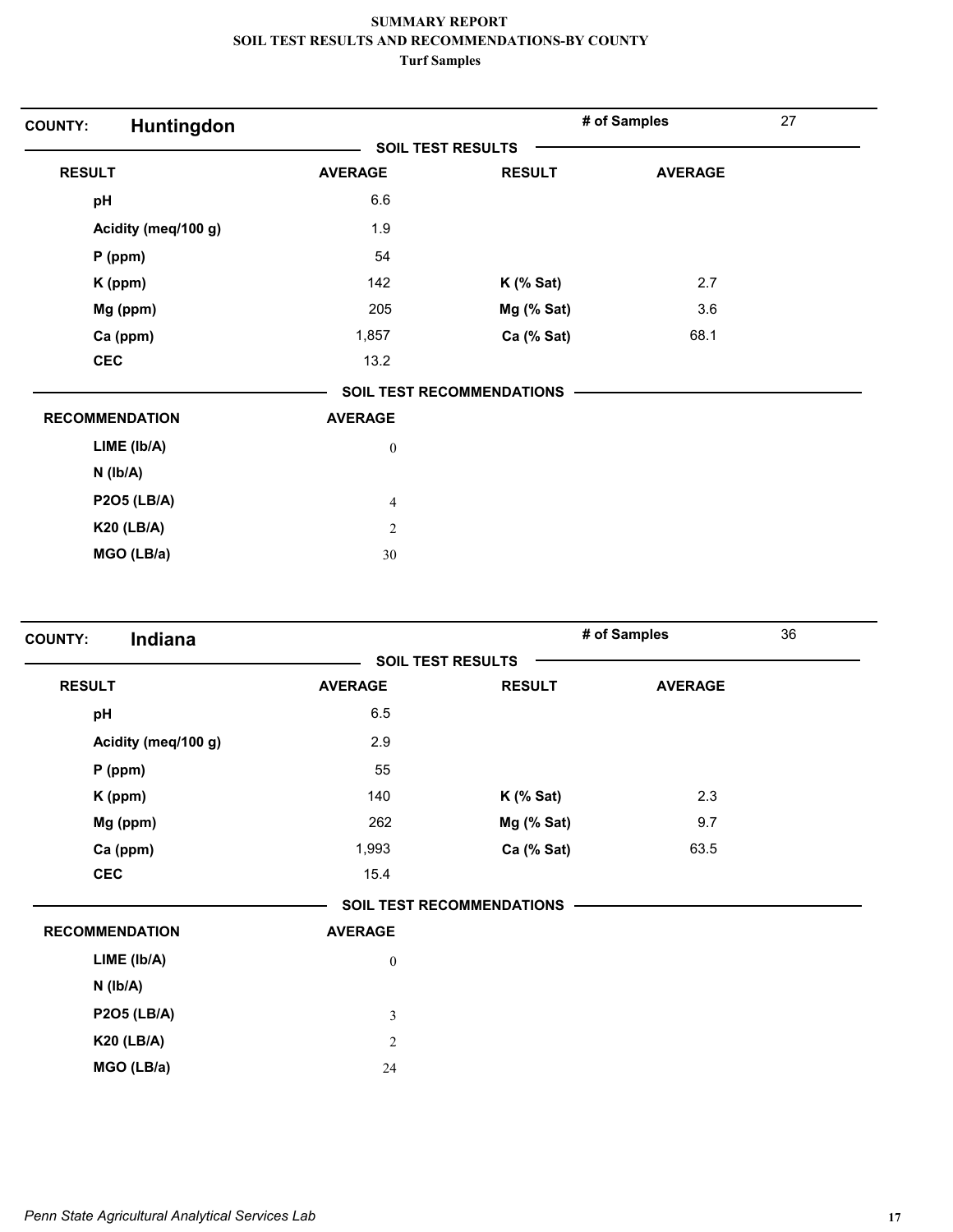**SUMMARY REPORT**
**SOIL TEST RESULTS AND RECOMMENDATIONS-BY COUNTY**
**Turf Samples**

**COUNTY: Huntingdon** — **# of Samples** 27

**SOIL TEST RESULTS**

| RESULT | AVERAGE | RESULT | AVERAGE |
|---|---|---|---|
| pH | 6.6 | | |
| Acidity (meq/100 g) | 1.9 | | |
| P (ppm) | 54 | | |
| K (ppm) | 142 | K (% Sat) | 2.7 |
| Mg (ppm) | 205 | Mg (% Sat) | 3.6 |
| Ca (ppm) | 1,857 | Ca (% Sat) | 68.1 |
| CEC | 13.2 | | |

**SOIL TEST RECOMMENDATIONS**

| RECOMMENDATION | AVERAGE |
|---|---|
| LIME (lb/A) | 0 |
| N (lb/A) | |
| P2O5 (LB/A) | 4 |
| K20 (LB/A) | 2 |
| MGO (LB/a) | 30 |

**COUNTY: Indiana** — **# of Samples** 36

**SOIL TEST RESULTS**

| RESULT | AVERAGE | RESULT | AVERAGE |
|---|---|---|---|
| pH | 6.5 | | |
| Acidity (meq/100 g) | 2.9 | | |
| P (ppm) | 55 | | |
| K (ppm) | 140 | K (% Sat) | 2.3 |
| Mg (ppm) | 262 | Mg (% Sat) | 9.7 |
| Ca (ppm) | 1,993 | Ca (% Sat) | 63.5 |
| CEC | 15.4 | | |

**SOIL TEST RECOMMENDATIONS**

| RECOMMENDATION | AVERAGE |
|---|---|
| LIME (lb/A) | 0 |
| N (lb/A) | |
| P2O5 (LB/A) | 3 |
| K20 (LB/A) | 2 |
| MGO (LB/a) | 24 |

*Penn State Agricultural Analytical Services Lab*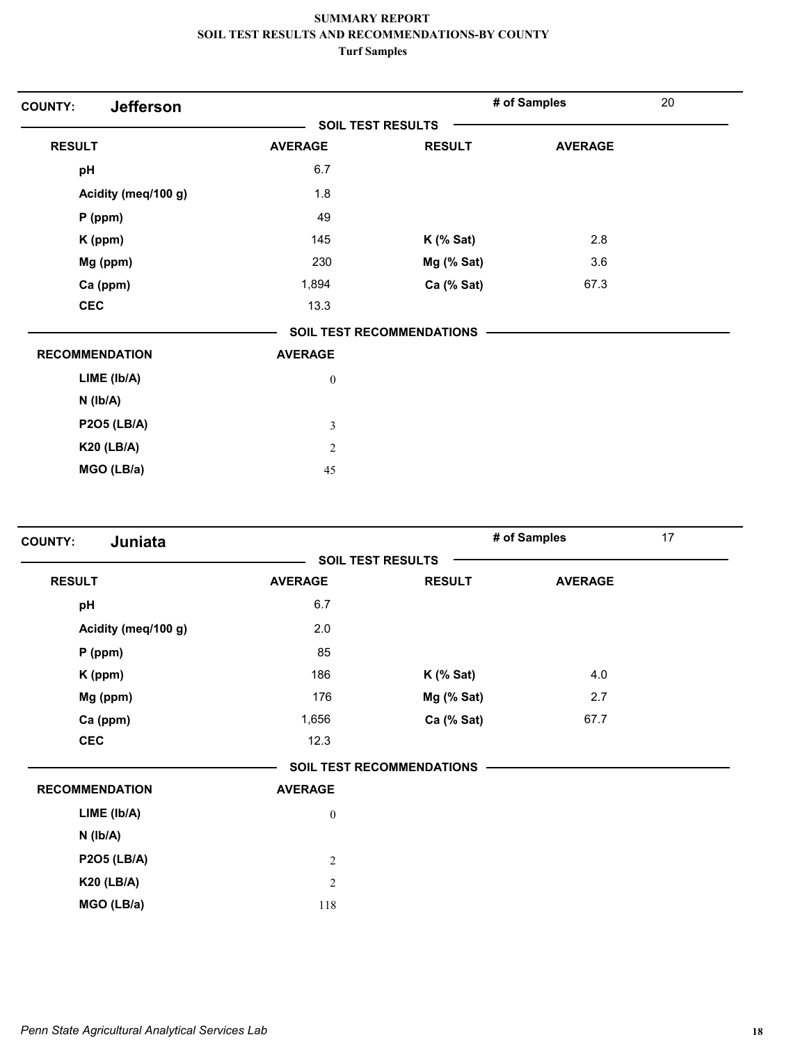# SUMMARY REPORT
## SOIL TEST RESULTS AND RECOMMENDATIONS-BY COUNTY
### Turf Samples

**COUNTY:** **Jefferson** | **# of Samples** 20

**SOIL TEST RESULTS**

| RESULT | AVERAGE | RESULT | AVERAGE |
|---|---|---|---|
| pH | 6.7 | | |
| Acidity (meq/100 g) | 1.8 | | |
| P (ppm) | 49 | | |
| K (ppm) | 145 | K (% Sat) | 2.8 |
| Mg (ppm) | 230 | Mg (% Sat) | 3.6 |
| Ca (ppm) | 1,894 | Ca (% Sat) | 67.3 |
| CEC | 13.3 | | |

**SOIL TEST RECOMMENDATIONS**

| RECOMMENDATION | AVERAGE |
|---|---|
| LIME (lb/A) | 0 |
| N (lb/A) | |
| P2O5 (LB/A) | 3 |
| K20 (LB/A) | 2 |
| MGO (LB/a) | 45 |

**COUNTY:** **Juniata** | **# of Samples** 17

**SOIL TEST RESULTS**

| RESULT | AVERAGE | RESULT | AVERAGE |
|---|---|---|---|
| pH | 6.7 | | |
| Acidity (meq/100 g) | 2.0 | | |
| P (ppm) | 85 | | |
| K (ppm) | 186 | K (% Sat) | 4.0 |
| Mg (ppm) | 176 | Mg (% Sat) | 2.7 |
| Ca (ppm) | 1,656 | Ca (% Sat) | 67.7 |
| CEC | 12.3 | | |

**SOIL TEST RECOMMENDATIONS**

| RECOMMENDATION | AVERAGE |
|---|---|
| LIME (lb/A) | 0 |
| N (lb/A) | |
| P2O5 (LB/A) | 2 |
| K20 (LB/A) | 2 |
| MGO (LB/a) | 118 |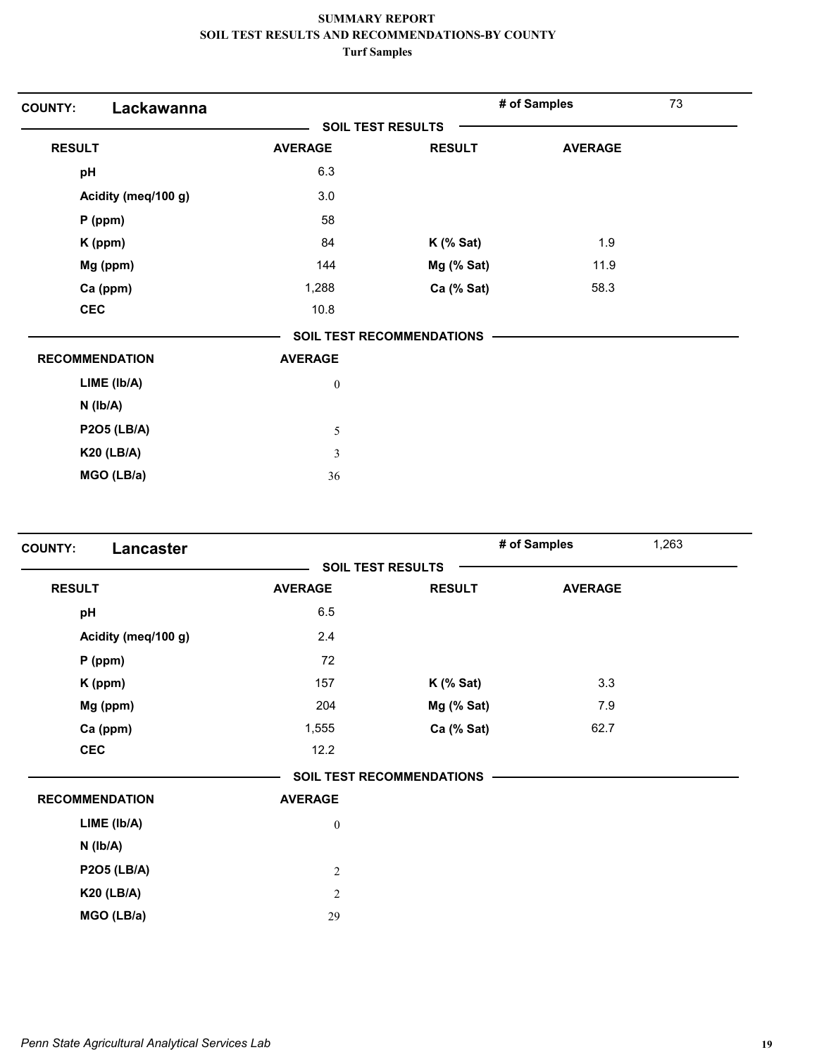**SUMMARY REPORT**
**SOIL TEST RESULTS AND RECOMMENDATIONS-BY COUNTY**
**Turf Samples**

**COUNTY:** **Lackawanna** | **# of Samples** 73

**SOIL TEST RESULTS**

| RESULT | AVERAGE | RESULT | AVERAGE |
|---|---|---|---|
| pH | 6.3 | | |
| Acidity (meq/100 g) | 3.0 | | |
| P (ppm) | 58 | | |
| K (ppm) | 84 | K (% Sat) | 1.9 |
| Mg (ppm) | 144 | Mg (% Sat) | 11.9 |
| Ca (ppm) | 1,288 | Ca (% Sat) | 58.3 |
| CEC | 10.8 | | |

**SOIL TEST RECOMMENDATIONS**

| RECOMMENDATION | AVERAGE |
|---|---|
| LIME (lb/A) | 0 |
| N (lb/A) | |
| P2O5 (LB/A) | 5 |
| K20 (LB/A) | 3 |
| MGO (LB/a) | 36 |

**COUNTY:** **Lancaster** | **# of Samples** 1,263

**SOIL TEST RESULTS**

| RESULT | AVERAGE | RESULT | AVERAGE |
|---|---|---|---|
| pH | 6.5 | | |
| Acidity (meq/100 g) | 2.4 | | |
| P (ppm) | 72 | | |
| K (ppm) | 157 | K (% Sat) | 3.3 |
| Mg (ppm) | 204 | Mg (% Sat) | 7.9 |
| Ca (ppm) | 1,555 | Ca (% Sat) | 62.7 |
| CEC | 12.2 | | |

**SOIL TEST RECOMMENDATIONS**

| RECOMMENDATION | AVERAGE |
|---|---|
| LIME (lb/A) | 0 |
| N (lb/A) | |
| P2O5 (LB/A) | 2 |
| K20 (LB/A) | 2 |
| MGO (LB/a) | 29 |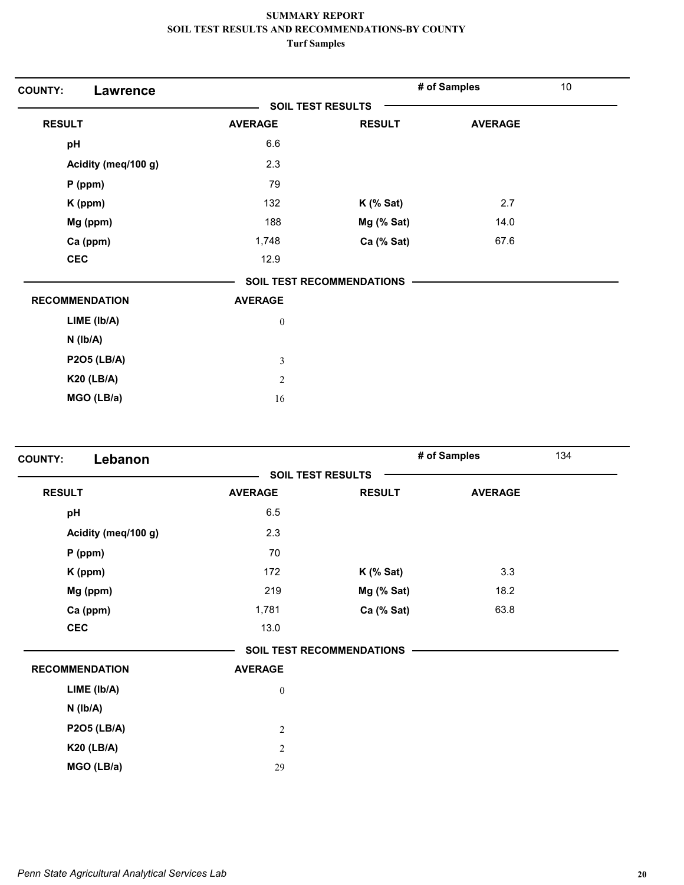# SUMMARY REPORT
## SOIL TEST RESULTS AND RECOMMENDATIONS-BY COUNTY
### Turf Samples

**COUNTY:** **Lawrence** — **# of Samples** 10

**SOIL TEST RESULTS**

| RESULT | AVERAGE | RESULT | AVERAGE |
|---|---|---|---|
| pH | 6.6 | | |
| Acidity (meq/100 g) | 2.3 | | |
| P (ppm) | 79 | | |
| K (ppm) | 132 | K (% Sat) | 2.7 |
| Mg (ppm) | 188 | Mg (% Sat) | 14.0 |
| Ca (ppm) | 1,748 | Ca (% Sat) | 67.6 |
| CEC | 12.9 | | |

**SOIL TEST RECOMMENDATIONS**

| RECOMMENDATION | AVERAGE |
|---|---|
| LIME (lb/A) | 0 |
| N (lb/A) | |
| P2O5 (LB/A) | 3 |
| K20 (LB/A) | 2 |
| MGO (LB/a) | 16 |

**COUNTY:** **Lebanon** — **# of Samples** 134

**SOIL TEST RESULTS**

| RESULT | AVERAGE | RESULT | AVERAGE |
|---|---|---|---|
| pH | 6.5 | | |
| Acidity (meq/100 g) | 2.3 | | |
| P (ppm) | 70 | | |
| K (ppm) | 172 | K (% Sat) | 3.3 |
| Mg (ppm) | 219 | Mg (% Sat) | 18.2 |
| Ca (ppm) | 1,781 | Ca (% Sat) | 63.8 |
| CEC | 13.0 | | |

**SOIL TEST RECOMMENDATIONS**

| RECOMMENDATION | AVERAGE |
|---|---|
| LIME (lb/A) | 0 |
| N (lb/A) | |
| P2O5 (LB/A) | 2 |
| K20 (LB/A) | 2 |
| MGO (LB/a) | 29 |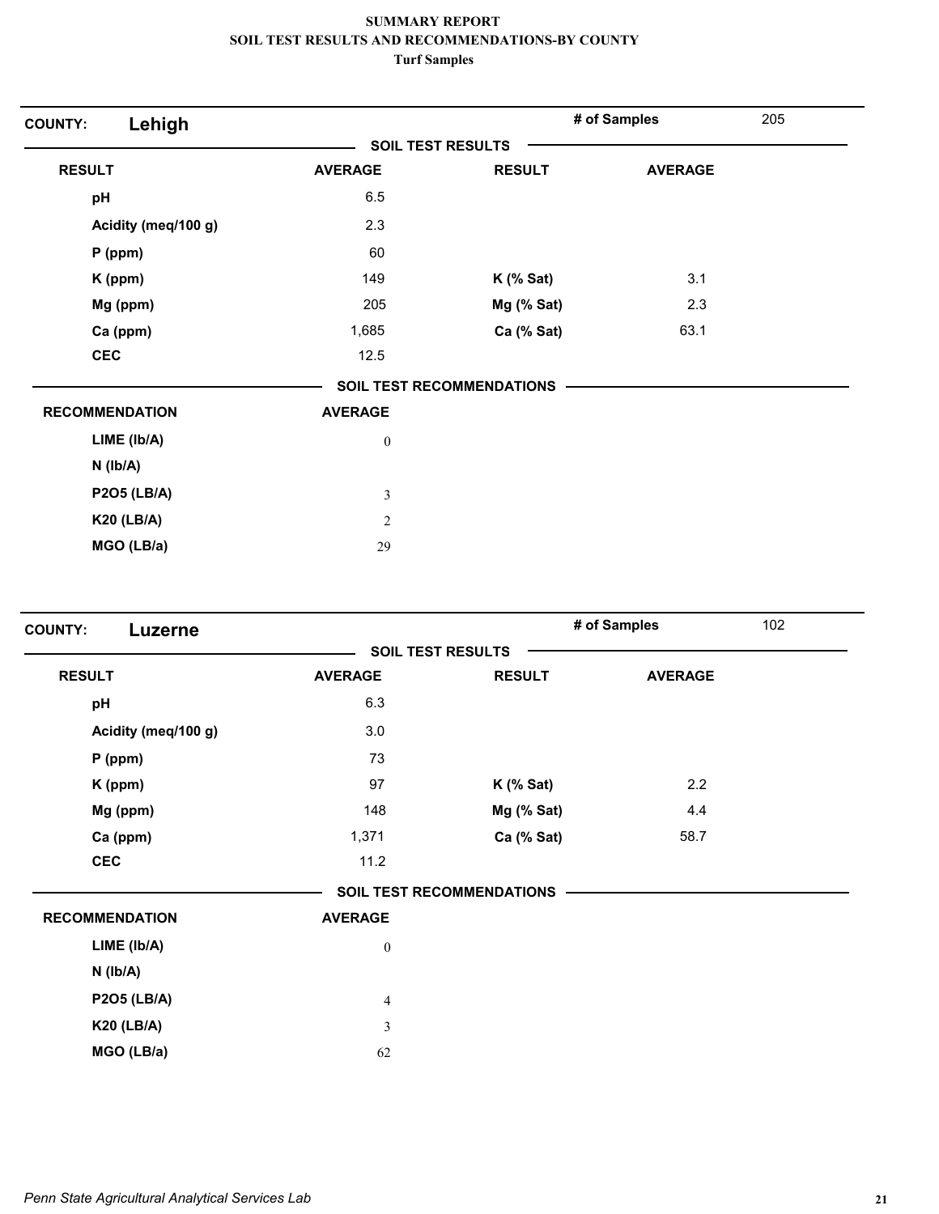**SUMMARY REPORT**
**SOIL TEST RESULTS AND RECOMMENDATIONS-BY COUNTY**
**Turf Samples**

**COUNTY: Lehigh** — **# of Samples** 205

**SOIL TEST RESULTS**

| RESULT | AVERAGE | RESULT | AVERAGE |
|---|---|---|---|
| pH | 6.5 | | |
| Acidity (meq/100 g) | 2.3 | | |
| P (ppm) | 60 | | |
| K (ppm) | 149 | K (% Sat) | 3.1 |
| Mg (ppm) | 205 | Mg (% Sat) | 2.3 |
| Ca (ppm) | 1,685 | Ca (% Sat) | 63.1 |
| CEC | 12.5 | | |

**SOIL TEST RECOMMENDATIONS**

| RECOMMENDATION | AVERAGE |
|---|---|
| LIME (lb/A) | 0 |
| N (lb/A) | |
| P2O5 (LB/A) | 3 |
| K20 (LB/A) | 2 |
| MGO (LB/a) | 29 |

**COUNTY: Luzerne** — **# of Samples** 102

**SOIL TEST RESULTS**

| RESULT | AVERAGE | RESULT | AVERAGE |
|---|---|---|---|
| pH | 6.3 | | |
| Acidity (meq/100 g) | 3.0 | | |
| P (ppm) | 73 | | |
| K (ppm) | 97 | K (% Sat) | 2.2 |
| Mg (ppm) | 148 | Mg (% Sat) | 4.4 |
| Ca (ppm) | 1,371 | Ca (% Sat) | 58.7 |
| CEC | 11.2 | | |

**SOIL TEST RECOMMENDATIONS**

| RECOMMENDATION | AVERAGE |
|---|---|
| LIME (lb/A) | 0 |
| N (lb/A) | |
| P2O5 (LB/A) | 4 |
| K20 (LB/A) | 3 |
| MGO (LB/a) | 62 |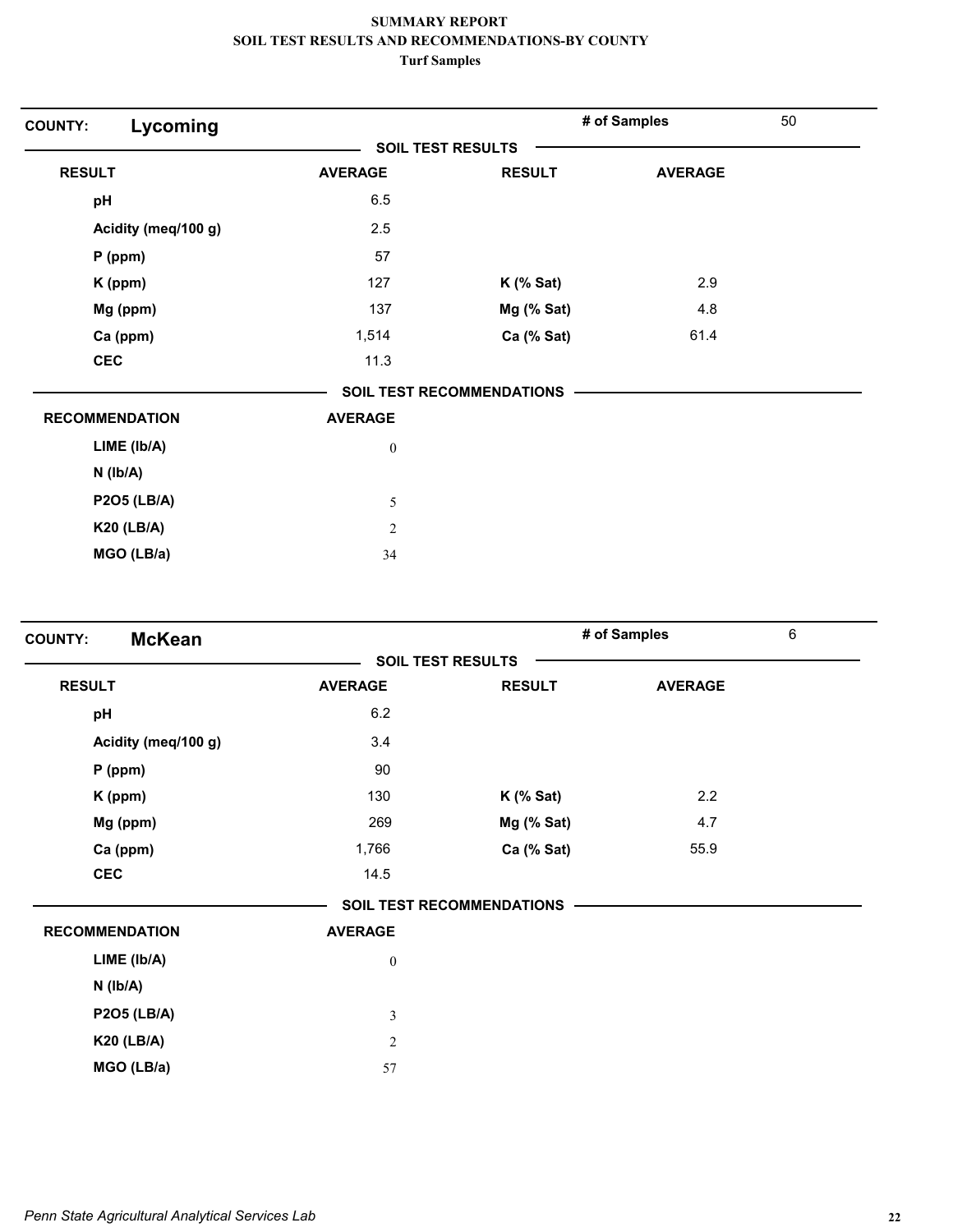**SUMMARY REPORT**
**SOIL TEST RESULTS AND RECOMMENDATIONS-BY COUNTY**
**Turf Samples**

## COUNTY: Lycoming

**# of Samples** 50

### SOIL TEST RESULTS

| RESULT | AVERAGE | RESULT | AVERAGE |
|---|---|---|---|
| pH | 6.5 | | |
| Acidity (meq/100 g) | 2.5 | | |
| P (ppm) | 57 | | |
| K (ppm) | 127 | K (% Sat) | 2.9 |
| Mg (ppm) | 137 | Mg (% Sat) | 4.8 |
| Ca (ppm) | 1,514 | Ca (% Sat) | 61.4 |
| CEC | 11.3 | | |

### SOIL TEST RECOMMENDATIONS

| RECOMMENDATION | AVERAGE |
|---|---|
| LIME (lb/A) | 0 |
| N (lb/A) | |
| P2O5 (LB/A) | 5 |
| K20 (LB/A) | 2 |
| MGO (LB/a) | 34 |

## COUNTY: McKean

**# of Samples** 6

### SOIL TEST RESULTS

| RESULT | AVERAGE | RESULT | AVERAGE |
|---|---|---|---|
| pH | 6.2 | | |
| Acidity (meq/100 g) | 3.4 | | |
| P (ppm) | 90 | | |
| K (ppm) | 130 | K (% Sat) | 2.2 |
| Mg (ppm) | 269 | Mg (% Sat) | 4.7 |
| Ca (ppm) | 1,766 | Ca (% Sat) | 55.9 |
| CEC | 14.5 | | |

### SOIL TEST RECOMMENDATIONS

| RECOMMENDATION | AVERAGE |
|---|---|
| LIME (lb/A) | 0 |
| N (lb/A) | |
| P2O5 (LB/A) | 3 |
| K20 (LB/A) | 2 |
| MGO (LB/a) | 57 |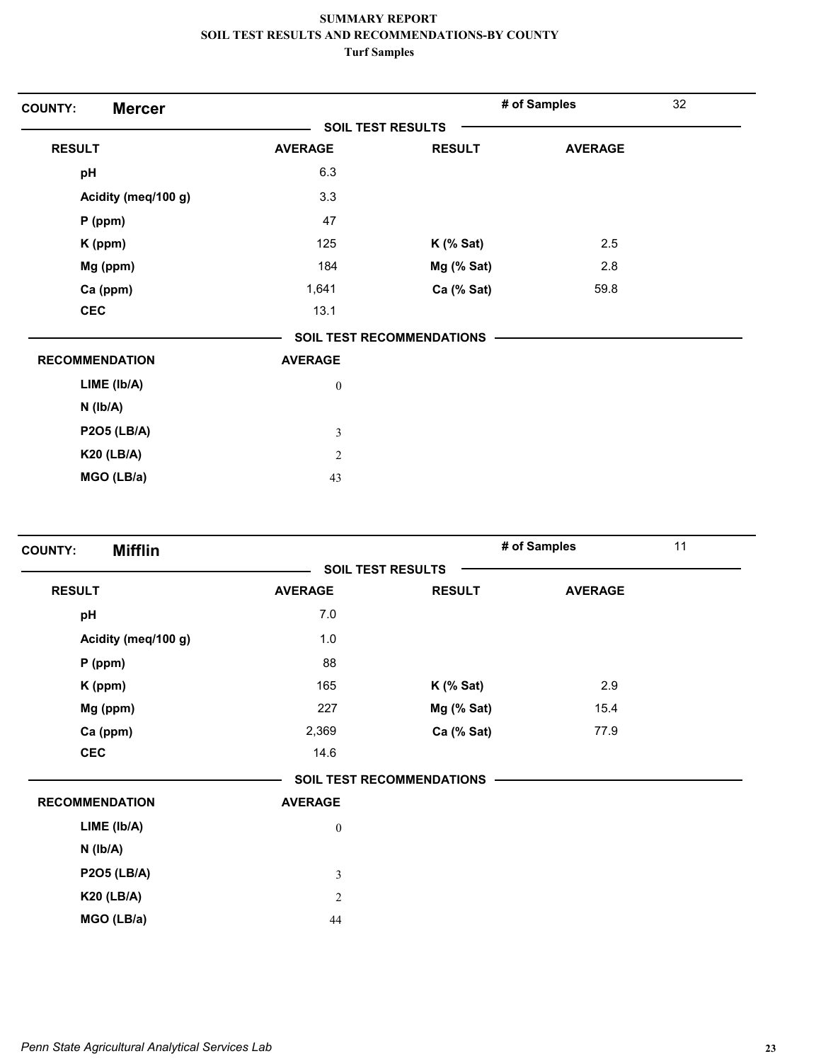# SUMMARY REPORT
## SOIL TEST RESULTS AND RECOMMENDATIONS-BY COUNTY
### Turf Samples

**COUNTY: Mercer** — # of Samples: 32

**SOIL TEST RESULTS**

| RESULT | AVERAGE | RESULT | AVERAGE |
|---|---|---|---|
| pH | 6.3 | | |
| Acidity (meq/100 g) | 3.3 | | |
| P (ppm) | 47 | | |
| K (ppm) | 125 | K (% Sat) | 2.5 |
| Mg (ppm) | 184 | Mg (% Sat) | 2.8 |
| Ca (ppm) | 1,641 | Ca (% Sat) | 59.8 |
| CEC | 13.1 | | |

**SOIL TEST RECOMMENDATIONS**

| RECOMMENDATION | AVERAGE |
|---|---|
| LIME (lb/A) | 0 |
| N (lb/A) | |
| P2O5 (LB/A) | 3 |
| K20 (LB/A) | 2 |
| MGO (LB/a) | 43 |

**COUNTY: Mifflin** — # of Samples: 11

**SOIL TEST RESULTS**

| RESULT | AVERAGE | RESULT | AVERAGE |
|---|---|---|---|
| pH | 7.0 | | |
| Acidity (meq/100 g) | 1.0 | | |
| P (ppm) | 88 | | |
| K (ppm) | 165 | K (% Sat) | 2.9 |
| Mg (ppm) | 227 | Mg (% Sat) | 15.4 |
| Ca (ppm) | 2,369 | Ca (% Sat) | 77.9 |
| CEC | 14.6 | | |

**SOIL TEST RECOMMENDATIONS**

| RECOMMENDATION | AVERAGE |
|---|---|
| LIME (lb/A) | 0 |
| N (lb/A) | |
| P2O5 (LB/A) | 3 |
| K20 (LB/A) | 2 |
| MGO (LB/a) | 44 |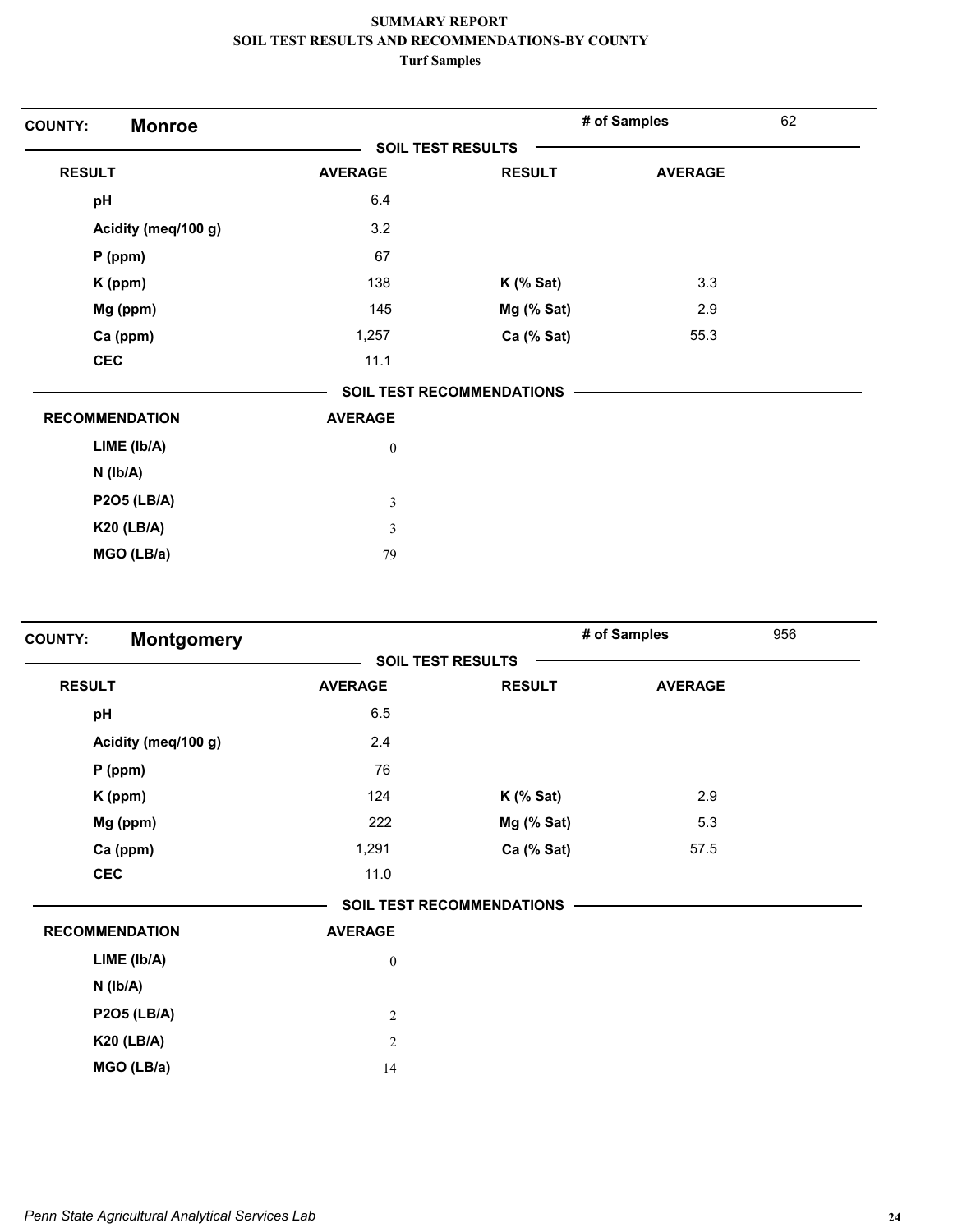**SUMMARY REPORT**
**SOIL TEST RESULTS AND RECOMMENDATIONS-BY COUNTY**
**Turf Samples**

## COUNTY: Monroe

**# of Samples** 62

### SOIL TEST RESULTS

| RESULT | AVERAGE | RESULT | AVERAGE |
|---|---|---|---|
| pH | 6.4 | | |
| Acidity (meq/100 g) | 3.2 | | |
| P (ppm) | 67 | | |
| K (ppm) | 138 | K (% Sat) | 3.3 |
| Mg (ppm) | 145 | Mg (% Sat) | 2.9 |
| Ca (ppm) | 1,257 | Ca (% Sat) | 55.3 |
| CEC | 11.1 | | |

### SOIL TEST RECOMMENDATIONS

| RECOMMENDATION | AVERAGE |
|---|---|
| LIME (lb/A) | 0 |
| N (lb/A) | |
| P2O5 (LB/A) | 3 |
| K20 (LB/A) | 3 |
| MGO (LB/a) | 79 |

## COUNTY: Montgomery

**# of Samples** 956

### SOIL TEST RESULTS

| RESULT | AVERAGE | RESULT | AVERAGE |
|---|---|---|---|
| pH | 6.5 | | |
| Acidity (meq/100 g) | 2.4 | | |
| P (ppm) | 76 | | |
| K (ppm) | 124 | K (% Sat) | 2.9 |
| Mg (ppm) | 222 | Mg (% Sat) | 5.3 |
| Ca (ppm) | 1,291 | Ca (% Sat) | 57.5 |
| CEC | 11.0 | | |

### SOIL TEST RECOMMENDATIONS

| RECOMMENDATION | AVERAGE |
|---|---|
| LIME (lb/A) | 0 |
| N (lb/A) | |
| P2O5 (LB/A) | 2 |
| K20 (LB/A) | 2 |
| MGO (LB/a) | 14 |

*Penn State Agricultural Analytical Services Lab*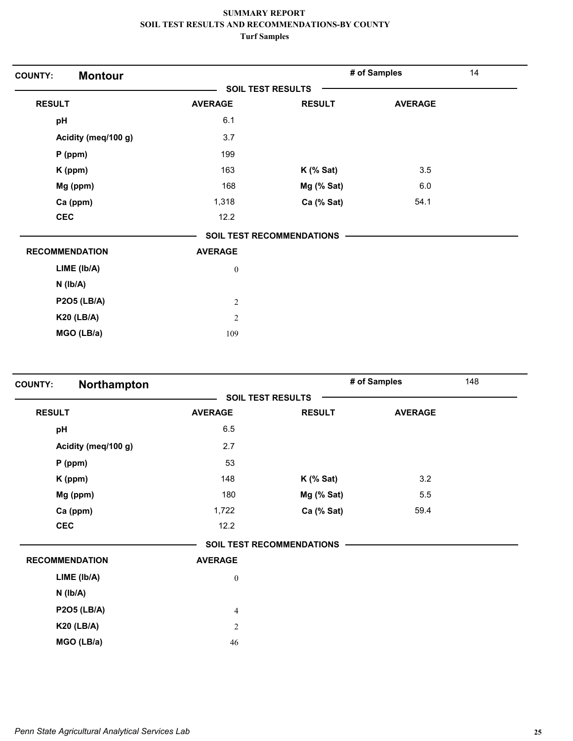**SUMMARY REPORT**
**SOIL TEST RESULTS AND RECOMMENDATIONS-BY COUNTY**
**Turf Samples**

**COUNTY: Montour** — **# of Samples** 14

**SOIL TEST RESULTS**

| RESULT | AVERAGE | RESULT | AVERAGE |
|---|---|---|---|
| pH | 6.1 | | |
| Acidity (meq/100 g) | 3.7 | | |
| P (ppm) | 199 | | |
| K (ppm) | 163 | K (% Sat) | 3.5 |
| Mg (ppm) | 168 | Mg (% Sat) | 6.0 |
| Ca (ppm) | 1,318 | Ca (% Sat) | 54.1 |
| CEC | 12.2 | | |

**SOIL TEST RECOMMENDATIONS**

| RECOMMENDATION | AVERAGE |
|---|---|
| LIME (lb/A) | 0 |
| N (lb/A) | |
| P2O5 (LB/A) | 2 |
| K20 (LB/A) | 2 |
| MGO (LB/a) | 109 |

**COUNTY: Northampton** — **# of Samples** 148

**SOIL TEST RESULTS**

| RESULT | AVERAGE | RESULT | AVERAGE |
|---|---|---|---|
| pH | 6.5 | | |
| Acidity (meq/100 g) | 2.7 | | |
| P (ppm) | 53 | | |
| K (ppm) | 148 | K (% Sat) | 3.2 |
| Mg (ppm) | 180 | Mg (% Sat) | 5.5 |
| Ca (ppm) | 1,722 | Ca (% Sat) | 59.4 |
| CEC | 12.2 | | |

**SOIL TEST RECOMMENDATIONS**

| RECOMMENDATION | AVERAGE |
|---|---|
| LIME (lb/A) | 0 |
| N (lb/A) | |
| P2O5 (LB/A) | 4 |
| K20 (LB/A) | 2 |
| MGO (LB/a) | 46 |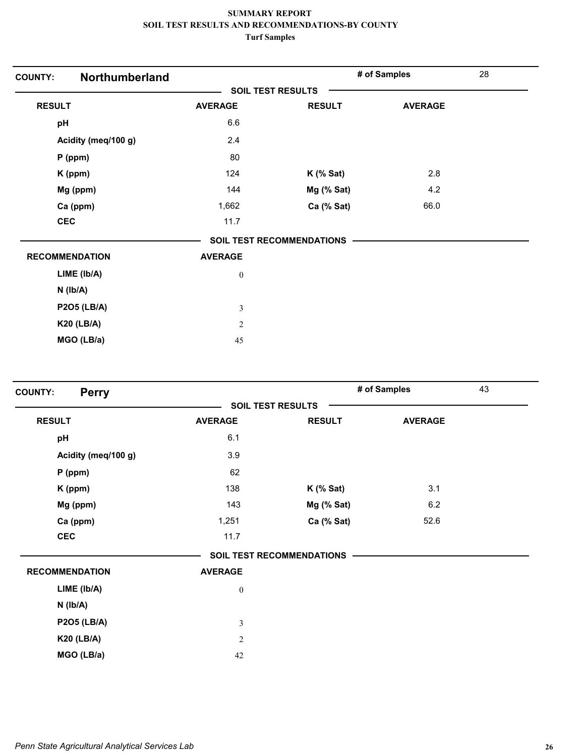# SUMMARY REPORT
## SOIL TEST RESULTS AND RECOMMENDATIONS-BY COUNTY
### Turf Samples

**COUNTY: Northumberland** | **# of Samples** 28

**SOIL TEST RESULTS**

| RESULT | AVERAGE | RESULT | AVERAGE |
|---|---|---|---|
| pH | 6.6 | | |
| Acidity (meq/100 g) | 2.4 | | |
| P (ppm) | 80 | | |
| K (ppm) | 124 | K (% Sat) | 2.8 |
| Mg (ppm) | 144 | Mg (% Sat) | 4.2 |
| Ca (ppm) | 1,662 | Ca (% Sat) | 66.0 |
| CEC | 11.7 | | |

**SOIL TEST RECOMMENDATIONS**

| RECOMMENDATION | AVERAGE |
|---|---|
| LIME (lb/A) | 0 |
| N (lb/A) | |
| P2O5 (LB/A) | 3 |
| K20 (LB/A) | 2 |
| MGO (LB/a) | 45 |

**COUNTY: Perry** | **# of Samples** 43

**SOIL TEST RESULTS**

| RESULT | AVERAGE | RESULT | AVERAGE |
|---|---|---|---|
| pH | 6.1 | | |
| Acidity (meq/100 g) | 3.9 | | |
| P (ppm) | 62 | | |
| K (ppm) | 138 | K (% Sat) | 3.1 |
| Mg (ppm) | 143 | Mg (% Sat) | 6.2 |
| Ca (ppm) | 1,251 | Ca (% Sat) | 52.6 |
| CEC | 11.7 | | |

**SOIL TEST RECOMMENDATIONS**

| RECOMMENDATION | AVERAGE |
|---|---|
| LIME (lb/A) | 0 |
| N (lb/A) | |
| P2O5 (LB/A) | 3 |
| K20 (LB/A) | 2 |
| MGO (LB/a) | 42 |

*Penn State Agricultural Analytical Services Lab*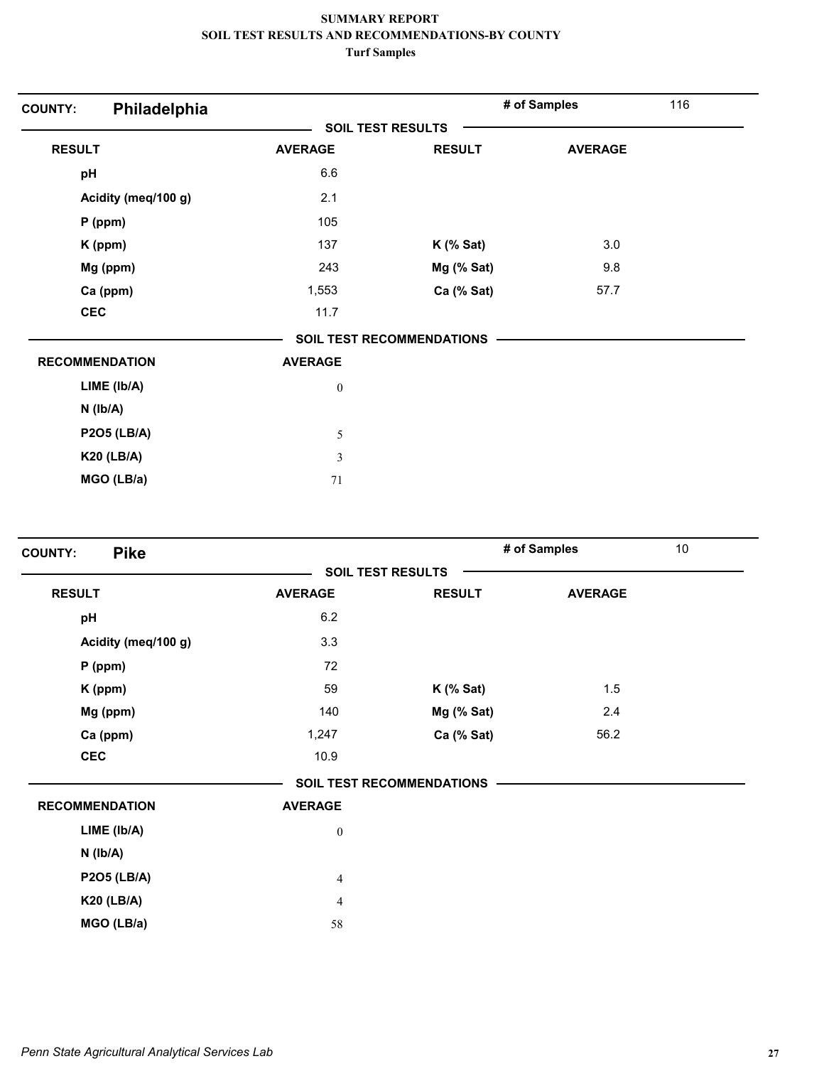# SUMMARY REPORT
## SOIL TEST RESULTS AND RECOMMENDATIONS-BY COUNTY
### Turf Samples

**COUNTY: Philadelphia** — # of Samples: 116

**SOIL TEST RESULTS**

| RESULT | AVERAGE | RESULT | AVERAGE |
|---|---|---|---|
| pH | 6.6 | | |
| Acidity (meq/100 g) | 2.1 | | |
| P (ppm) | 105 | | |
| K (ppm) | 137 | K (% Sat) | 3.0 |
| Mg (ppm) | 243 | Mg (% Sat) | 9.8 |
| Ca (ppm) | 1,553 | Ca (% Sat) | 57.7 |
| CEC | 11.7 | | |

**SOIL TEST RECOMMENDATIONS**

| RECOMMENDATION | AVERAGE |
|---|---|
| LIME (lb/A) | 0 |
| N (lb/A) | |
| P2O5 (LB/A) | 5 |
| K20 (LB/A) | 3 |
| MGO (LB/a) | 71 |

**COUNTY: Pike** — # of Samples: 10

**SOIL TEST RESULTS**

| RESULT | AVERAGE | RESULT | AVERAGE |
|---|---|---|---|
| pH | 6.2 | | |
| Acidity (meq/100 g) | 3.3 | | |
| P (ppm) | 72 | | |
| K (ppm) | 59 | K (% Sat) | 1.5 |
| Mg (ppm) | 140 | Mg (% Sat) | 2.4 |
| Ca (ppm) | 1,247 | Ca (% Sat) | 56.2 |
| CEC | 10.9 | | |

**SOIL TEST RECOMMENDATIONS**

| RECOMMENDATION | AVERAGE |
|---|---|
| LIME (lb/A) | 0 |
| N (lb/A) | |
| P2O5 (LB/A) | 4 |
| K20 (LB/A) | 4 |
| MGO (LB/a) | 58 |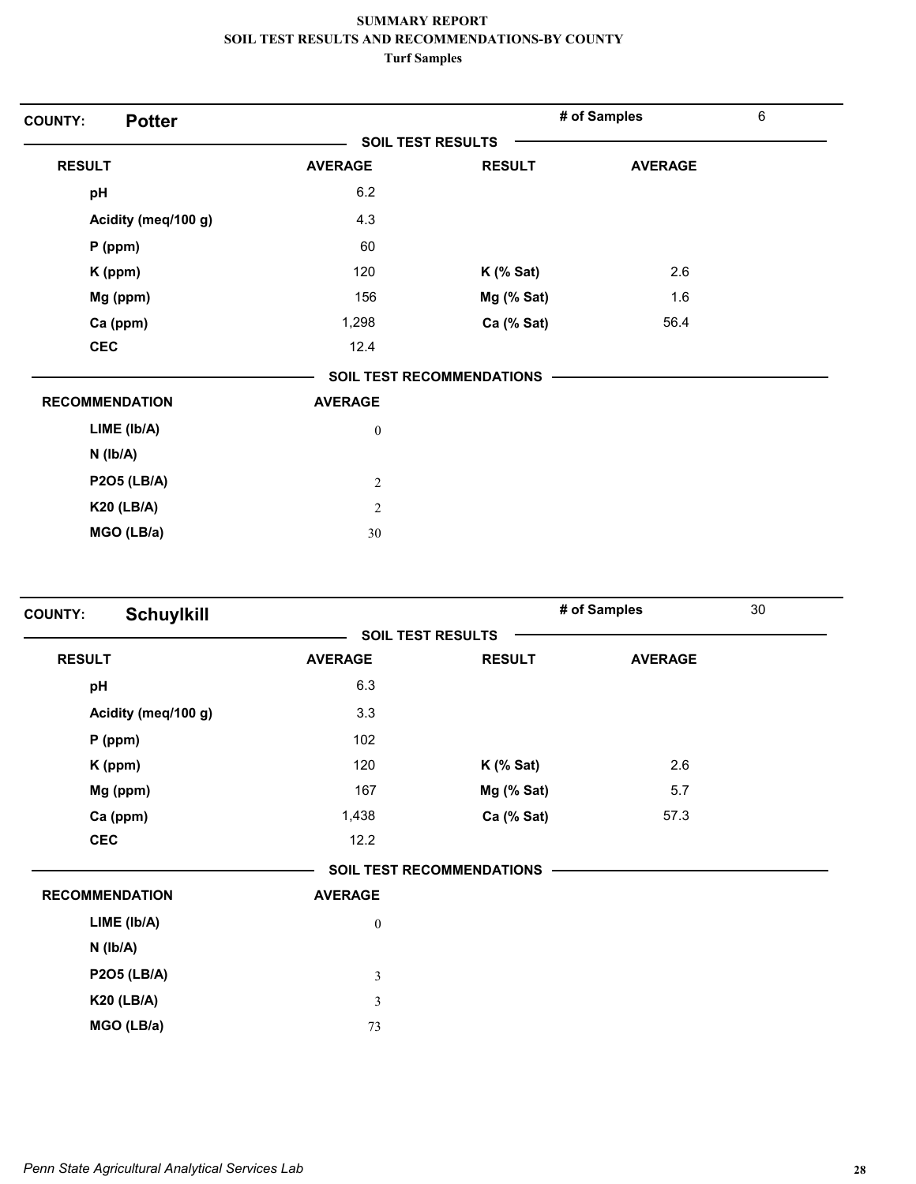# SUMMARY REPORT
## SOIL TEST RESULTS AND RECOMMENDATIONS-BY COUNTY
### Turf Samples

**COUNTY:** **Potter** | **# of Samples** 6

**SOIL TEST RESULTS**

| RESULT | AVERAGE | RESULT | AVERAGE |
|---|---|---|---|
| pH | 6.2 | | |
| Acidity (meq/100 g) | 4.3 | | |
| P (ppm) | 60 | | |
| K (ppm) | 120 | K (% Sat) | 2.6 |
| Mg (ppm) | 156 | Mg (% Sat) | 1.6 |
| Ca (ppm) | 1,298 | Ca (% Sat) | 56.4 |
| CEC | 12.4 | | |

**SOIL TEST RECOMMENDATIONS**

| RECOMMENDATION | AVERAGE |
|---|---|
| LIME (lb/A) | 0 |
| N (lb/A) | |
| P2O5 (LB/A) | 2 |
| K20 (LB/A) | 2 |
| MGO (LB/a) | 30 |

**COUNTY:** **Schuylkill** | **# of Samples** 30

**SOIL TEST RESULTS**

| RESULT | AVERAGE | RESULT | AVERAGE |
|---|---|---|---|
| pH | 6.3 | | |
| Acidity (meq/100 g) | 3.3 | | |
| P (ppm) | 102 | | |
| K (ppm) | 120 | K (% Sat) | 2.6 |
| Mg (ppm) | 167 | Mg (% Sat) | 5.7 |
| Ca (ppm) | 1,438 | Ca (% Sat) | 57.3 |
| CEC | 12.2 | | |

**SOIL TEST RECOMMENDATIONS**

| RECOMMENDATION | AVERAGE |
|---|---|
| LIME (lb/A) | 0 |
| N (lb/A) | |
| P2O5 (LB/A) | 3 |
| K20 (LB/A) | 3 |
| MGO (LB/a) | 73 |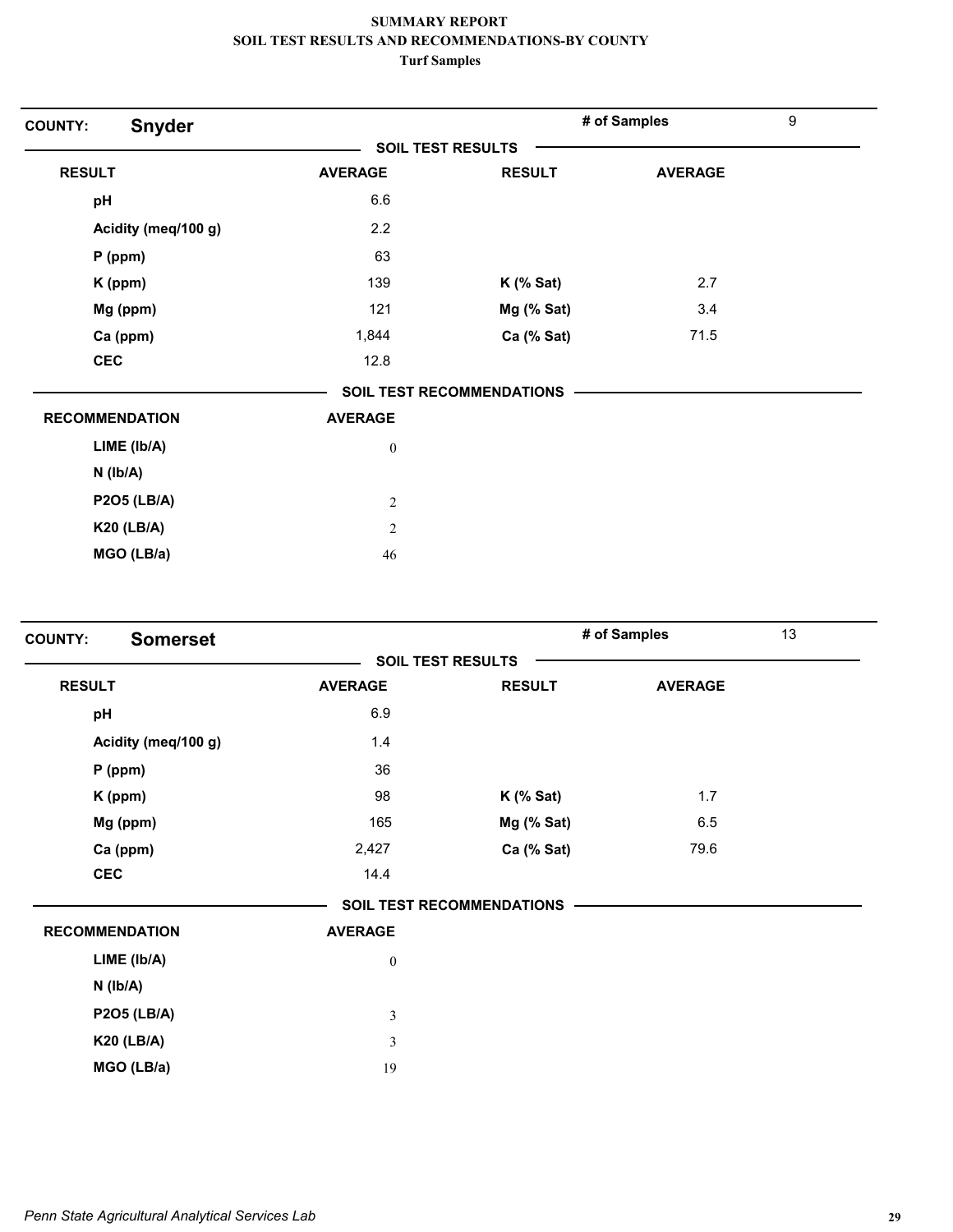**SUMMARY REPORT**
**SOIL TEST RESULTS AND RECOMMENDATIONS-BY COUNTY**
**Turf Samples**

## COUNTY: Snyder

**# of Samples:** 9

### SOIL TEST RESULTS

| RESULT | AVERAGE | RESULT | AVERAGE |
|---|---|---|---|
| pH | 6.6 | | |
| Acidity (meq/100 g) | 2.2 | | |
| P (ppm) | 63 | | |
| K (ppm) | 139 | K (% Sat) | 2.7 |
| Mg (ppm) | 121 | Mg (% Sat) | 3.4 |
| Ca (ppm) | 1,844 | Ca (% Sat) | 71.5 |
| CEC | 12.8 | | |

### SOIL TEST RECOMMENDATIONS

| RECOMMENDATION | AVERAGE |
|---|---|
| LIME (lb/A) | 0 |
| N (lb/A) | |
| P2O5 (LB/A) | 2 |
| K20 (LB/A) | 2 |
| MGO (LB/a) | 46 |

## COUNTY: Somerset

**# of Samples:** 13

### SOIL TEST RESULTS

| RESULT | AVERAGE | RESULT | AVERAGE |
|---|---|---|---|
| pH | 6.9 | | |
| Acidity (meq/100 g) | 1.4 | | |
| P (ppm) | 36 | | |
| K (ppm) | 98 | K (% Sat) | 1.7 |
| Mg (ppm) | 165 | Mg (% Sat) | 6.5 |
| Ca (ppm) | 2,427 | Ca (% Sat) | 79.6 |
| CEC | 14.4 | | |

### SOIL TEST RECOMMENDATIONS

| RECOMMENDATION | AVERAGE |
|---|---|
| LIME (lb/A) | 0 |
| N (lb/A) | |
| P2O5 (LB/A) | 3 |
| K20 (LB/A) | 3 |
| MGO (LB/a) | 19 |

*Penn State Agricultural Analytical Services Lab*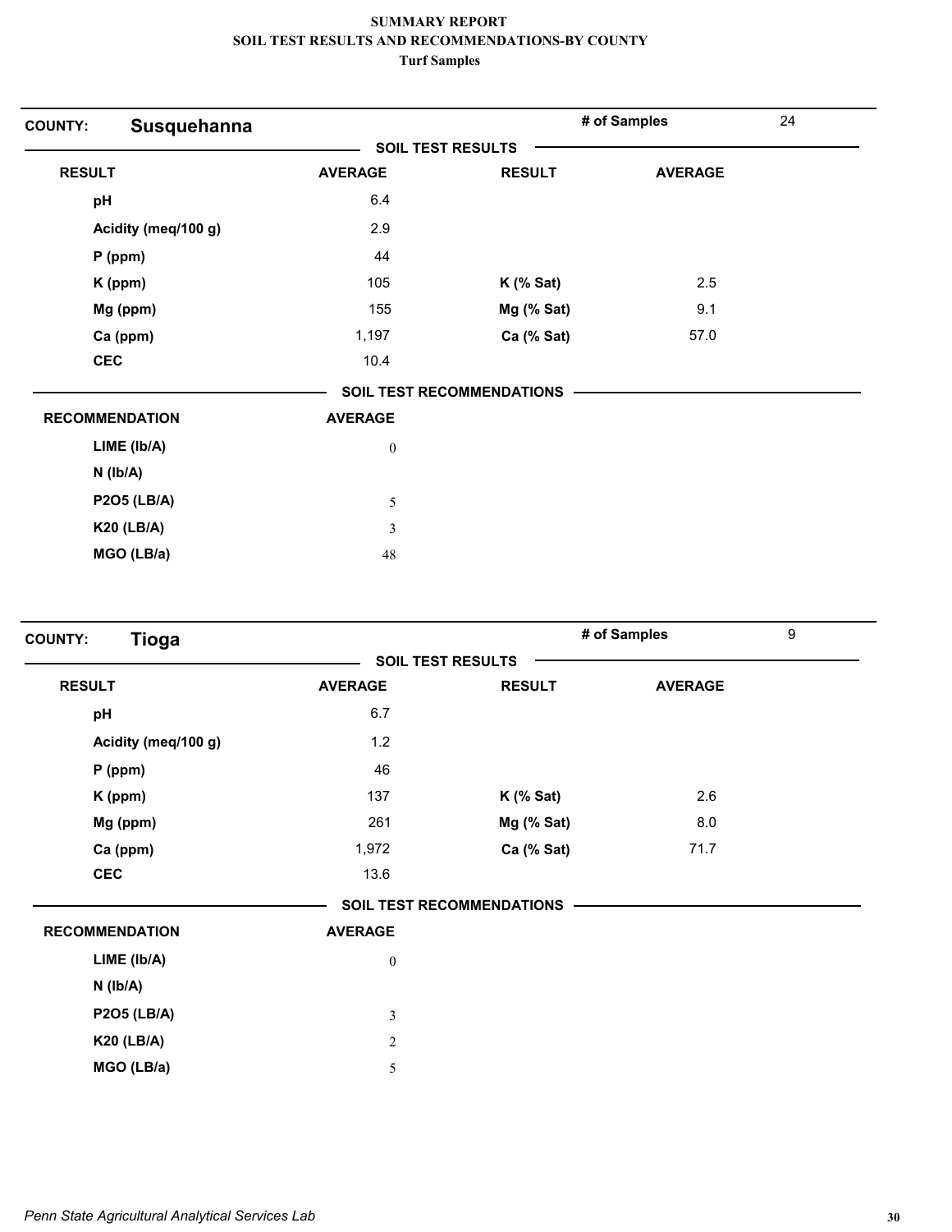# SUMMARY REPORT
## SOIL TEST RESULTS AND RECOMMENDATIONS-BY COUNTY
### Turf Samples

**COUNTY: Susquehanna** | **# of Samples** 24

**SOIL TEST RESULTS**

| RESULT | AVERAGE | RESULT | AVERAGE |
|---|---|---|---|
| pH | 6.4 | | |
| Acidity (meq/100 g) | 2.9 | | |
| P (ppm) | 44 | | |
| K (ppm) | 105 | K (% Sat) | 2.5 |
| Mg (ppm) | 155 | Mg (% Sat) | 9.1 |
| Ca (ppm) | 1,197 | Ca (% Sat) | 57.0 |
| CEC | 10.4 | | |

**SOIL TEST RECOMMENDATIONS**

| RECOMMENDATION | AVERAGE |
|---|---|
| LIME (lb/A) | 0 |
| N (lb/A) | |
| P2O5 (LB/A) | 5 |
| K20 (LB/A) | 3 |
| MGO (LB/a) | 48 |

**COUNTY: Tioga** | **# of Samples** 9

**SOIL TEST RESULTS**

| RESULT | AVERAGE | RESULT | AVERAGE |
|---|---|---|---|
| pH | 6.7 | | |
| Acidity (meq/100 g) | 1.2 | | |
| P (ppm) | 46 | | |
| K (ppm) | 137 | K (% Sat) | 2.6 |
| Mg (ppm) | 261 | Mg (% Sat) | 8.0 |
| Ca (ppm) | 1,972 | Ca (% Sat) | 71.7 |
| CEC | 13.6 | | |

**SOIL TEST RECOMMENDATIONS**

| RECOMMENDATION | AVERAGE |
|---|---|
| LIME (lb/A) | 0 |
| N (lb/A) | |
| P2O5 (LB/A) | 3 |
| K20 (LB/A) | 2 |
| MGO (LB/a) | 5 |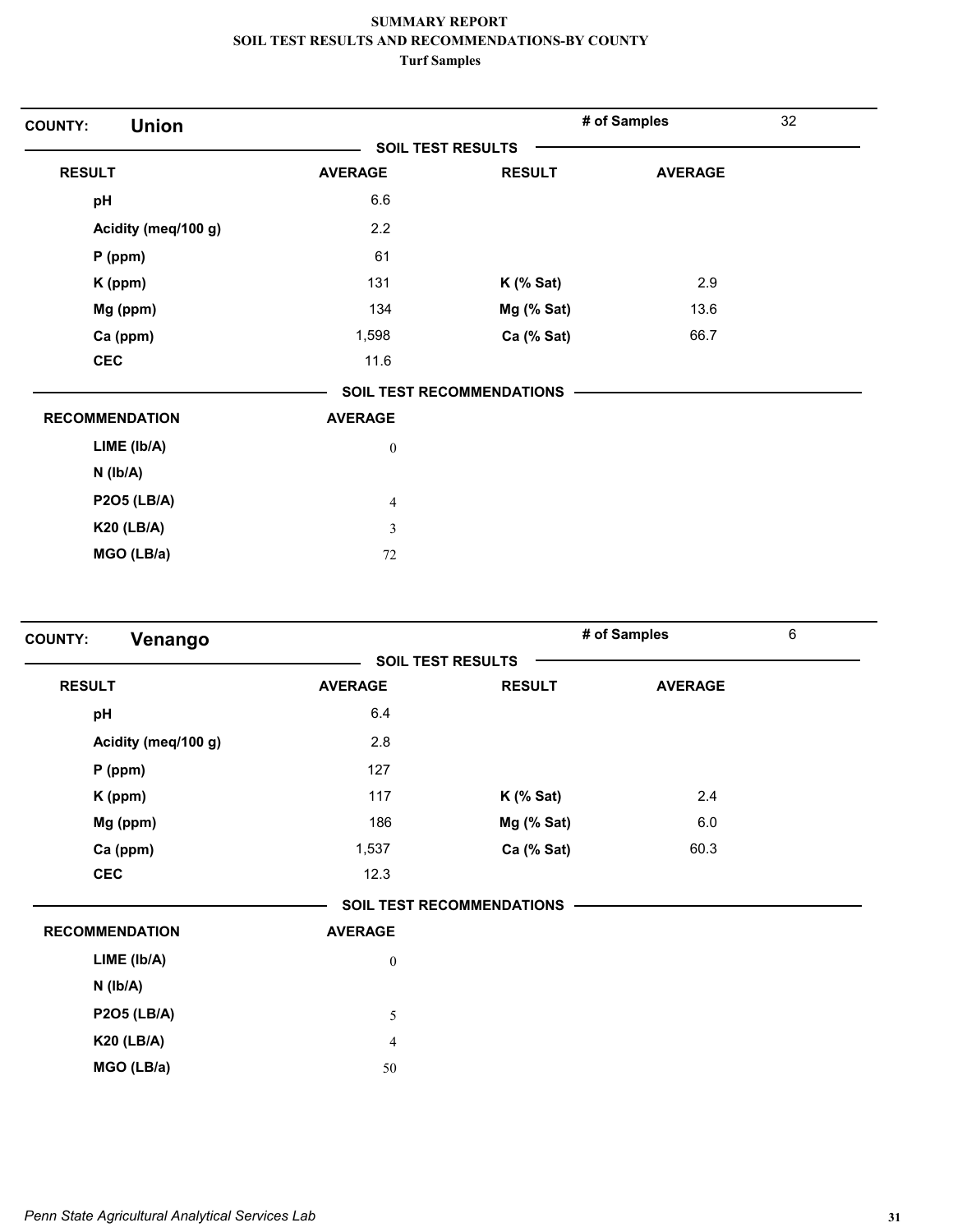# SUMMARY REPORT
## SOIL TEST RESULTS AND RECOMMENDATIONS-BY COUNTY
### Turf Samples

**COUNTY:** **Union** | **# of Samples** 32

**SOIL TEST RESULTS**

| RESULT | AVERAGE | RESULT | AVERAGE |
|---|---|---|---|
| pH | 6.6 | | |
| Acidity (meq/100 g) | 2.2 | | |
| P (ppm) | 61 | | |
| K (ppm) | 131 | K (% Sat) | 2.9 |
| Mg (ppm) | 134 | Mg (% Sat) | 13.6 |
| Ca (ppm) | 1,598 | Ca (% Sat) | 66.7 |
| CEC | 11.6 | | |

**SOIL TEST RECOMMENDATIONS**

| RECOMMENDATION | AVERAGE |
|---|---|
| LIME (lb/A) | 0 |
| N (lb/A) | |
| P2O5 (LB/A) | 4 |
| K20 (LB/A) | 3 |
| MGO (LB/a) | 72 |

**COUNTY:** **Venango** | **# of Samples** 6

**SOIL TEST RESULTS**

| RESULT | AVERAGE | RESULT | AVERAGE |
|---|---|---|---|
| pH | 6.4 | | |
| Acidity (meq/100 g) | 2.8 | | |
| P (ppm) | 127 | | |
| K (ppm) | 117 | K (% Sat) | 2.4 |
| Mg (ppm) | 186 | Mg (% Sat) | 6.0 |
| Ca (ppm) | 1,537 | Ca (% Sat) | 60.3 |
| CEC | 12.3 | | |

**SOIL TEST RECOMMENDATIONS**

| RECOMMENDATION | AVERAGE |
|---|---|
| LIME (lb/A) | 0 |
| N (lb/A) | |
| P2O5 (LB/A) | 5 |
| K20 (LB/A) | 4 |
| MGO (LB/a) | 50 |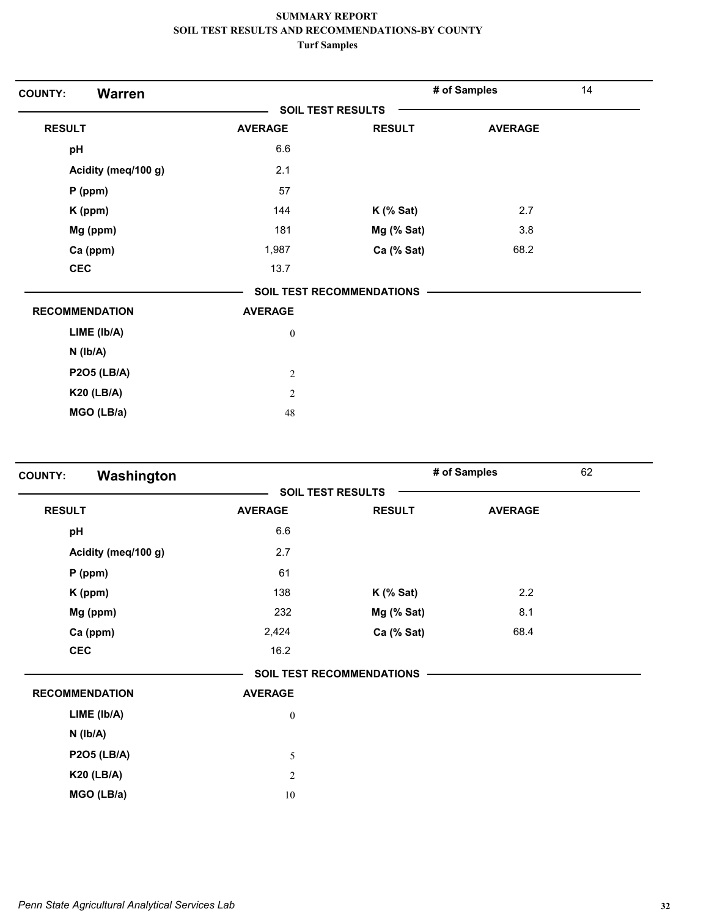**SUMMARY REPORT**
**SOIL TEST RESULTS AND RECOMMENDATIONS-BY COUNTY**
**Turf Samples**

## COUNTY: Warren

**# of Samples** 14

### SOIL TEST RESULTS

| RESULT | AVERAGE | RESULT | AVERAGE |
|---|---|---|---|
| pH | 6.6 | | |
| Acidity (meq/100 g) | 2.1 | | |
| P (ppm) | 57 | | |
| K (ppm) | 144 | K (% Sat) | 2.7 |
| Mg (ppm) | 181 | Mg (% Sat) | 3.8 |
| Ca (ppm) | 1,987 | Ca (% Sat) | 68.2 |
| CEC | 13.7 | | |

### SOIL TEST RECOMMENDATIONS

| RECOMMENDATION | AVERAGE |
|---|---|
| LIME (lb/A) | 0 |
| N (lb/A) | |
| P2O5 (LB/A) | 2 |
| K20 (LB/A) | 2 |
| MGO (LB/a) | 48 |

## COUNTY: Washington

**# of Samples** 62

### SOIL TEST RESULTS

| RESULT | AVERAGE | RESULT | AVERAGE |
|---|---|---|---|
| pH | 6.6 | | |
| Acidity (meq/100 g) | 2.7 | | |
| P (ppm) | 61 | | |
| K (ppm) | 138 | K (% Sat) | 2.2 |
| Mg (ppm) | 232 | Mg (% Sat) | 8.1 |
| Ca (ppm) | 2,424 | Ca (% Sat) | 68.4 |
| CEC | 16.2 | | |

### SOIL TEST RECOMMENDATIONS

| RECOMMENDATION | AVERAGE |
|---|---|
| LIME (lb/A) | 0 |
| N (lb/A) | |
| P2O5 (LB/A) | 5 |
| K20 (LB/A) | 2 |
| MGO (LB/a) | 10 |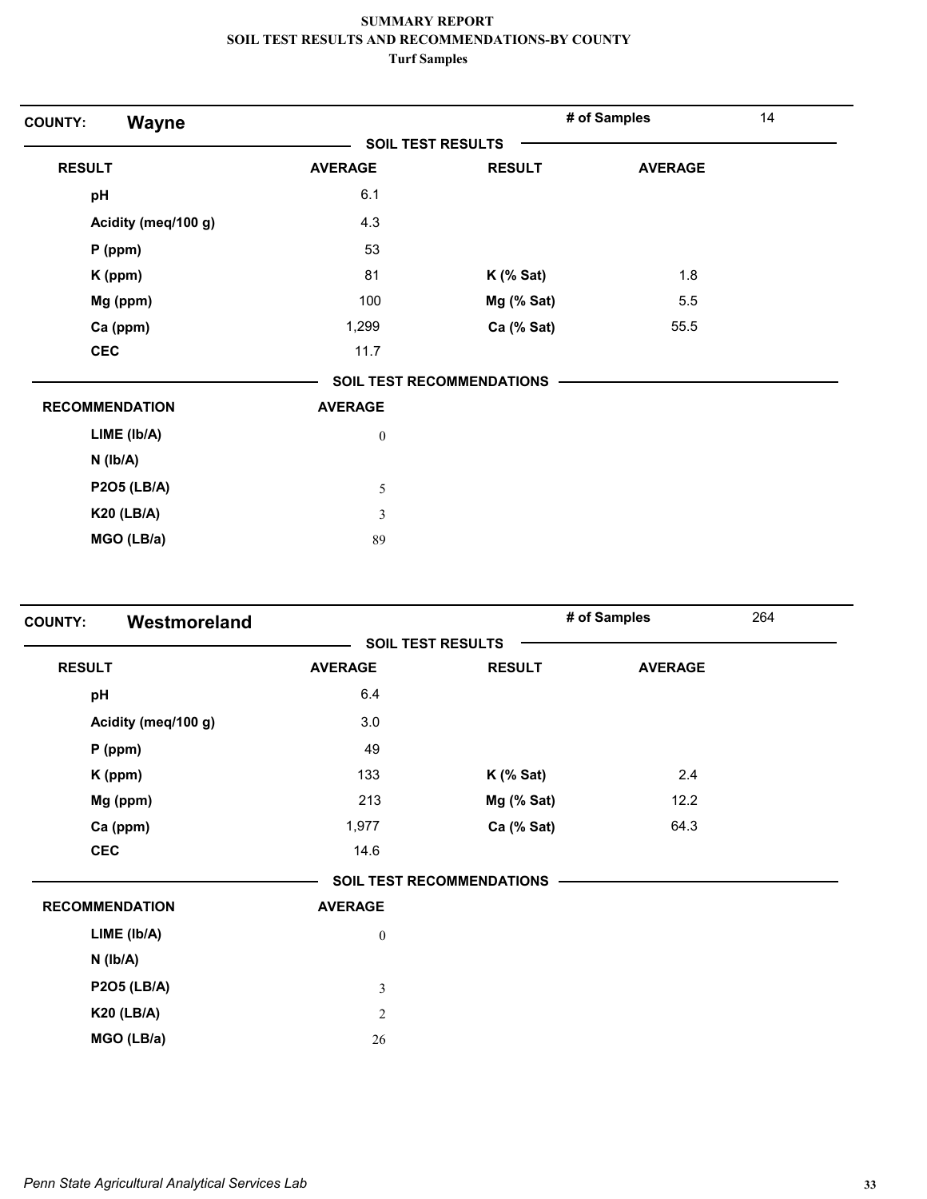# SUMMARY REPORT
## SOIL TEST RESULTS AND RECOMMENDATIONS-BY COUNTY
### Turf Samples

**COUNTY: Wayne** — **# of Samples** 14

**SOIL TEST RESULTS**

| RESULT | AVERAGE | RESULT | AVERAGE |
|---|---|---|---|
| pH | 6.1 | | |
| Acidity (meq/100 g) | 4.3 | | |
| P (ppm) | 53 | | |
| K (ppm) | 81 | K (% Sat) | 1.8 |
| Mg (ppm) | 100 | Mg (% Sat) | 5.5 |
| Ca (ppm) | 1,299 | Ca (% Sat) | 55.5 |
| CEC | 11.7 | | |

**SOIL TEST RECOMMENDATIONS**

| RECOMMENDATION | AVERAGE |
|---|---|
| LIME (lb/A) | 0 |
| N (lb/A) | |
| P2O5 (LB/A) | 5 |
| K20 (LB/A) | 3 |
| MGO (LB/a) | 89 |

**COUNTY: Westmoreland** — **# of Samples** 264

**SOIL TEST RESULTS**

| RESULT | AVERAGE | RESULT | AVERAGE |
|---|---|---|---|
| pH | 6.4 | | |
| Acidity (meq/100 g) | 3.0 | | |
| P (ppm) | 49 | | |
| K (ppm) | 133 | K (% Sat) | 2.4 |
| Mg (ppm) | 213 | Mg (% Sat) | 12.2 |
| Ca (ppm) | 1,977 | Ca (% Sat) | 64.3 |
| CEC | 14.6 | | |

**SOIL TEST RECOMMENDATIONS**

| RECOMMENDATION | AVERAGE |
|---|---|
| LIME (lb/A) | 0 |
| N (lb/A) | |
| P2O5 (LB/A) | 3 |
| K20 (LB/A) | 2 |
| MGO (LB/a) | 26 |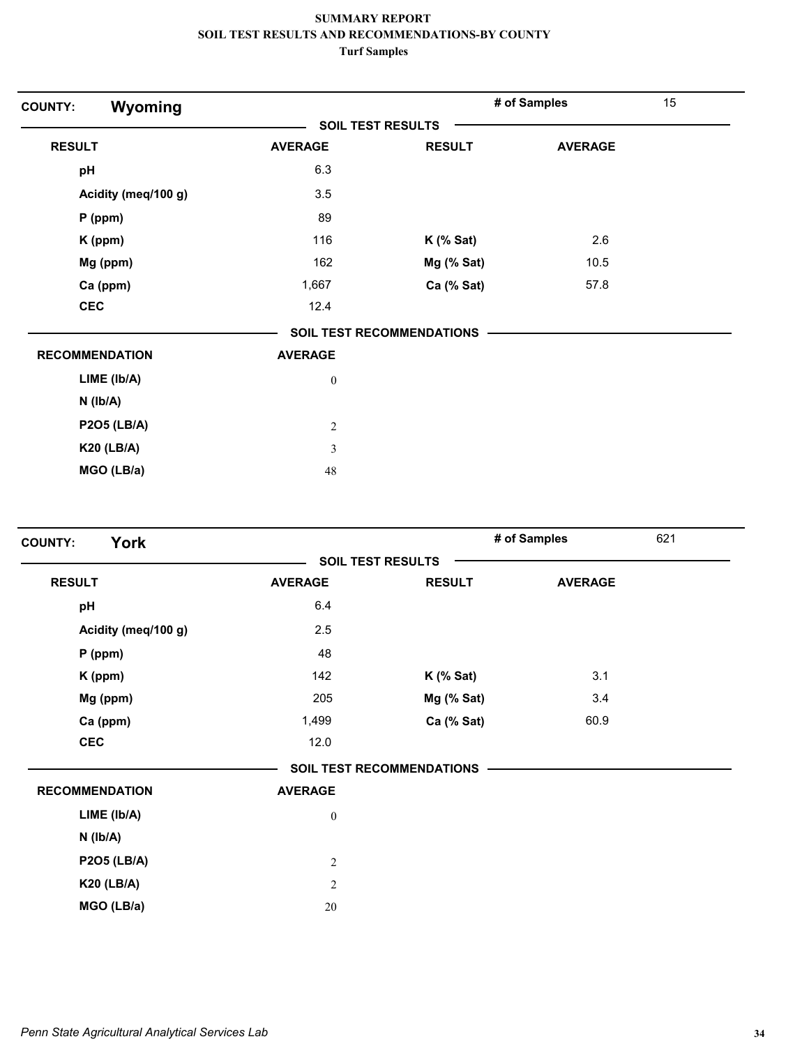**SUMMARY REPORT**
**SOIL TEST RESULTS AND RECOMMENDATIONS-BY COUNTY**
**Turf Samples**

**COUNTY: Wyoming** | **# of Samples** 15

**SOIL TEST RESULTS**

| RESULT | AVERAGE | RESULT | AVERAGE |
|---|---|---|---|
| pH | 6.3 | | |
| Acidity (meq/100 g) | 3.5 | | |
| P (ppm) | 89 | | |
| K (ppm) | 116 | K (% Sat) | 2.6 |
| Mg (ppm) | 162 | Mg (% Sat) | 10.5 |
| Ca (ppm) | 1,667 | Ca (% Sat) | 57.8 |
| CEC | 12.4 | | |

**SOIL TEST RECOMMENDATIONS**

| RECOMMENDATION | AVERAGE |
|---|---|
| LIME (lb/A) | 0 |
| N (lb/A) | |
| P2O5 (LB/A) | 2 |
| K20 (LB/A) | 3 |
| MGO (LB/a) | 48 |

**COUNTY: York** | **# of Samples** 621

**SOIL TEST RESULTS**

| RESULT | AVERAGE | RESULT | AVERAGE |
|---|---|---|---|
| pH | 6.4 | | |
| Acidity (meq/100 g) | 2.5 | | |
| P (ppm) | 48 | | |
| K (ppm) | 142 | K (% Sat) | 3.1 |
| Mg (ppm) | 205 | Mg (% Sat) | 3.4 |
| Ca (ppm) | 1,499 | Ca (% Sat) | 60.9 |
| CEC | 12.0 | | |

**SOIL TEST RECOMMENDATIONS**

| RECOMMENDATION | AVERAGE |
|---|---|
| LIME (lb/A) | 0 |
| N (lb/A) | |
| P2O5 (LB/A) | 2 |
| K20 (LB/A) | 2 |
| MGO (LB/a) | 20 |

*Penn State Agricultural Analytical Services Lab*